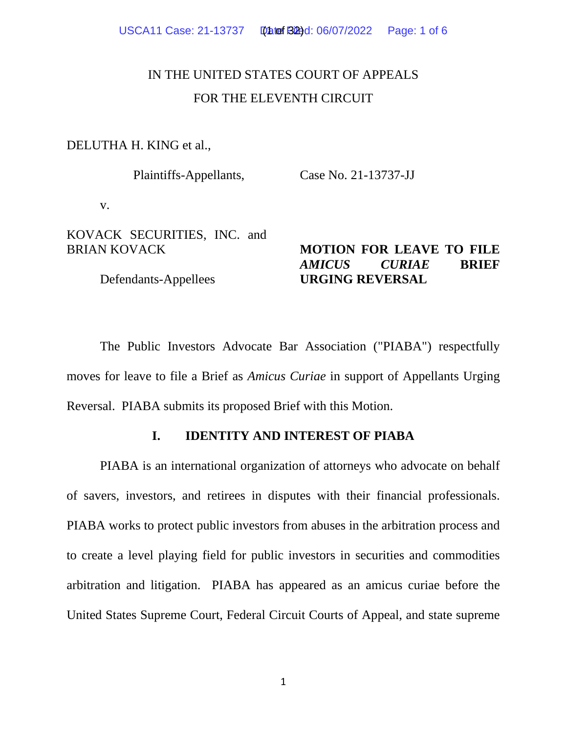IN THE UNITED STATES COURT OF APPEALS
FOR THE ELEVENTH CIRCUIT

DELUTHA H. KING et al.,

Plaintiffs-Appellants,

Case No. 21-13737-JJ

v.

KOVACK SECURITIES, INC. and BRIAN KOVACK

Defendants-Appellees

**MOTION FOR LEAVE TO FILE *AMICUS CURIAE* BRIEF URGING REVERSAL**

The Public Investors Advocate Bar Association ("PIABA") respectfully moves for leave to file a Brief as *Amicus Curiae* in support of Appellants Urging Reversal. PIABA submits its proposed Brief with this Motion.

## I. IDENTITY AND INTEREST OF PIABA

PIABA is an international organization of attorneys who advocate on behalf of savers, investors, and retirees in disputes with their financial professionals. PIABA works to protect public investors from abuses in the arbitration process and to create a level playing field for public investors in securities and commodities arbitration and litigation. PIABA has appeared as an amicus curiae before the United States Supreme Court, Federal Circuit Courts of Appeal, and state supreme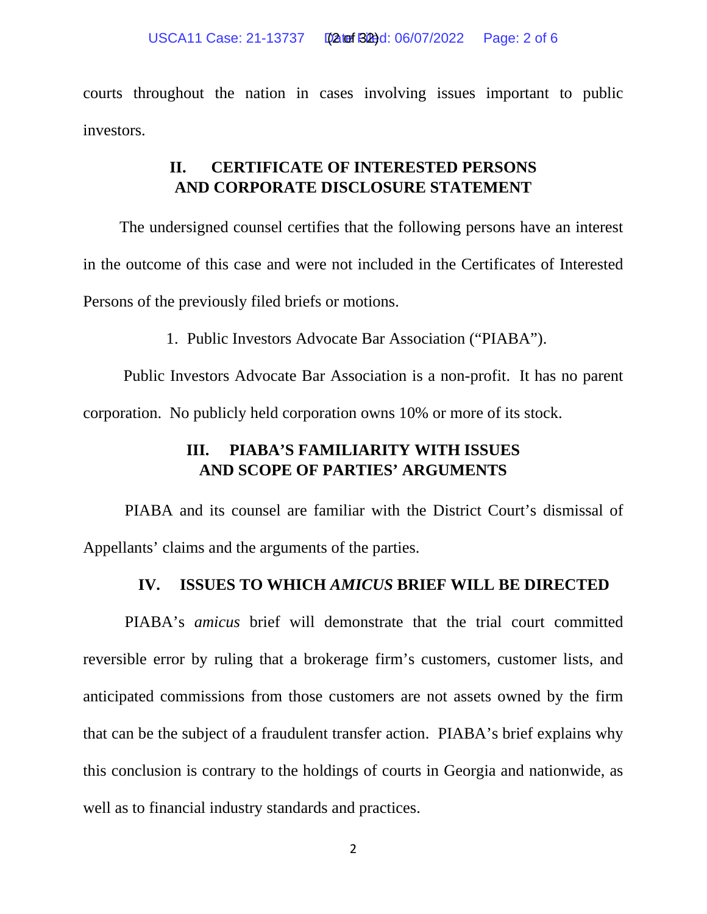courts throughout the nation in cases involving issues important to public investors.

## II. CERTIFICATE OF INTERESTED PERSONS AND CORPORATE DISCLOSURE STATEMENT

The undersigned counsel certifies that the following persons have an interest in the outcome of this case and were not included in the Certificates of Interested Persons of the previously filed briefs or motions.

1. Public Investors Advocate Bar Association ("PIABA").

Public Investors Advocate Bar Association is a non-profit. It has no parent corporation. No publicly held corporation owns 10% or more of its stock.

## III. PIABA'S FAMILIARITY WITH ISSUES AND SCOPE OF PARTIES' ARGUMENTS

PIABA and its counsel are familiar with the District Court's dismissal of Appellants' claims and the arguments of the parties.

## IV. ISSUES TO WHICH *AMICUS* BRIEF WILL BE DIRECTED

PIABA's *amicus* brief will demonstrate that the trial court committed reversible error by ruling that a brokerage firm's customers, customer lists, and anticipated commissions from those customers are not assets owned by the firm that can be the subject of a fraudulent transfer action. PIABA's brief explains why this conclusion is contrary to the holdings of courts in Georgia and nationwide, as well as to financial industry standards and practices.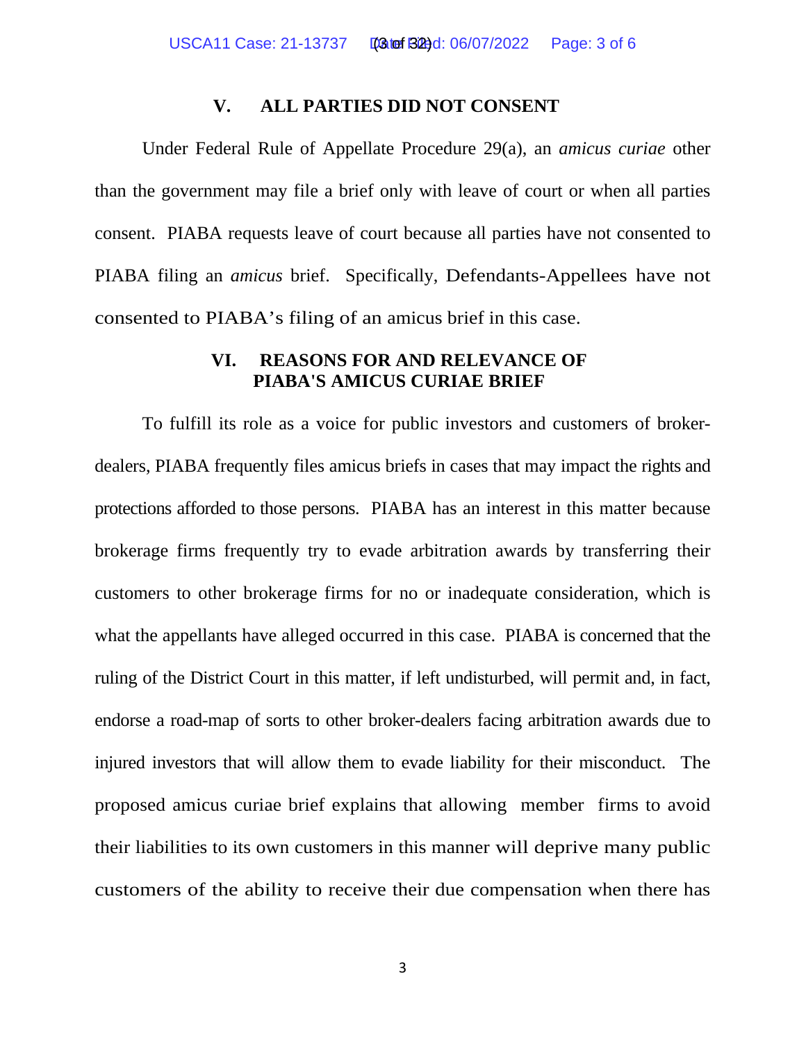## V. ALL PARTIES DID NOT CONSENT

Under Federal Rule of Appellate Procedure 29(a), an *amicus curiae* other than the government may file a brief only with leave of court or when all parties consent. PIABA requests leave of court because all parties have not consented to PIABA filing an *amicus* brief. Specifically, Defendants-Appellees have not consented to PIABA's filing of an amicus brief in this case.

## VI. REASONS FOR AND RELEVANCE OF PIABA'S AMICUS CURIAE BRIEF

To fulfill its role as a voice for public investors and customers of broker-dealers, PIABA frequently files amicus briefs in cases that may impact the rights and protections afforded to those persons. PIABA has an interest in this matter because brokerage firms frequently try to evade arbitration awards by transferring their customers to other brokerage firms for no or inadequate consideration, which is what the appellants have alleged occurred in this case. PIABA is concerned that the ruling of the District Court in this matter, if left undisturbed, will permit and, in fact, endorse a road-map of sorts to other broker-dealers facing arbitration awards due to injured investors that will allow them to evade liability for their misconduct. The proposed amicus curiae brief explains that allowing member firms to avoid their liabilities to its own customers in this manner will deprive many public customers of the ability to receive their due compensation when there has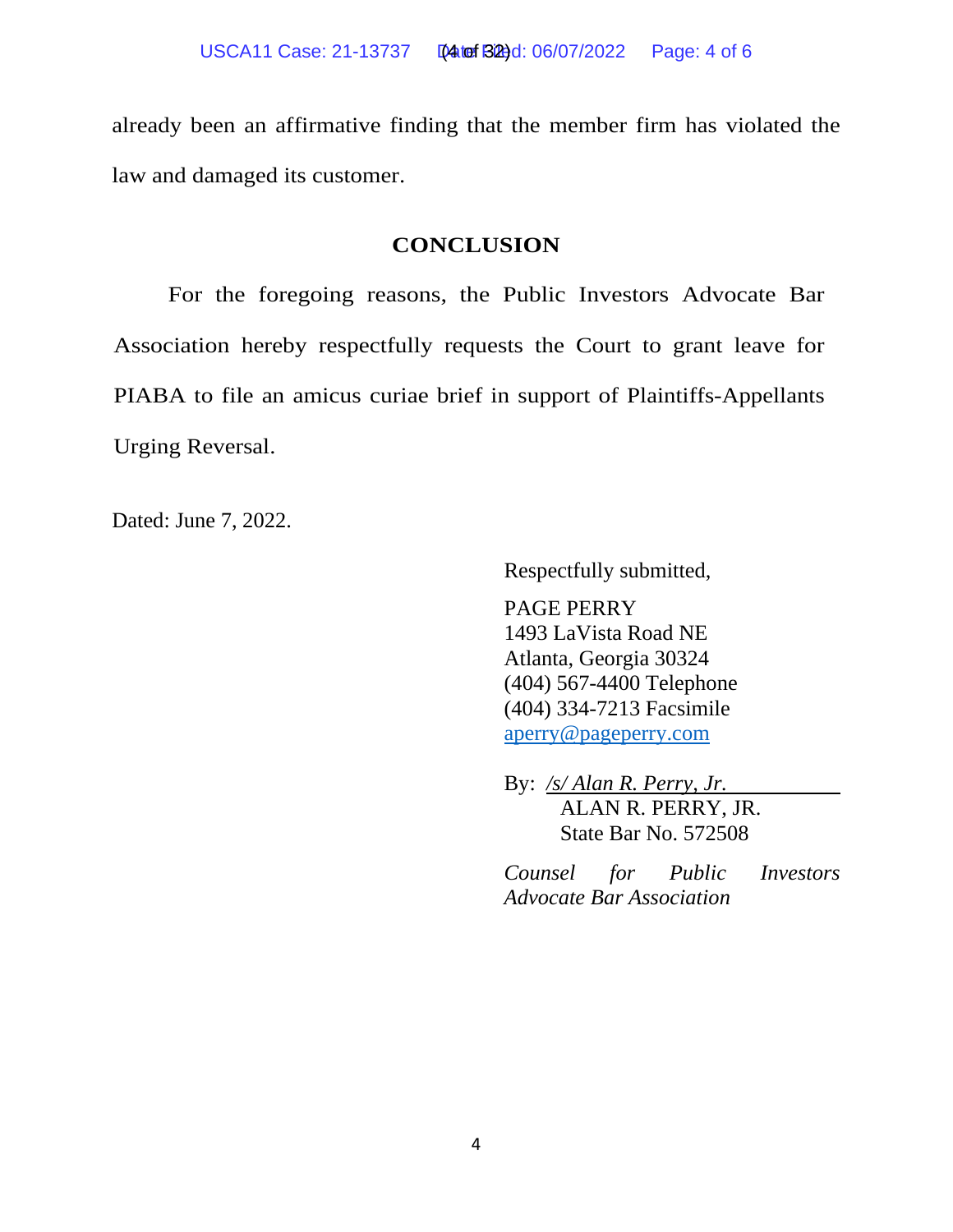already been an affirmative finding that the member firm has violated the law and damaged its customer.

## CONCLUSION

For the foregoing reasons, the Public Investors Advocate Bar Association hereby respectfully requests the Court to grant leave for PIABA to file an amicus curiae brief in support of Plaintiffs-Appellants Urging Reversal.

Dated: June 7, 2022.

Respectfully submitted,

PAGE PERRY
1493 LaVista Road NE
Atlanta, Georgia 30324
(404) 567-4400 Telephone
(404) 334-7213 Facsimile
aperry@pageperry.com

By: */s/ Alan R. Perry, Jr.*
ALAN R. PERRY, JR.
State Bar No. 572508

*Counsel for Public Investors Advocate Bar Association*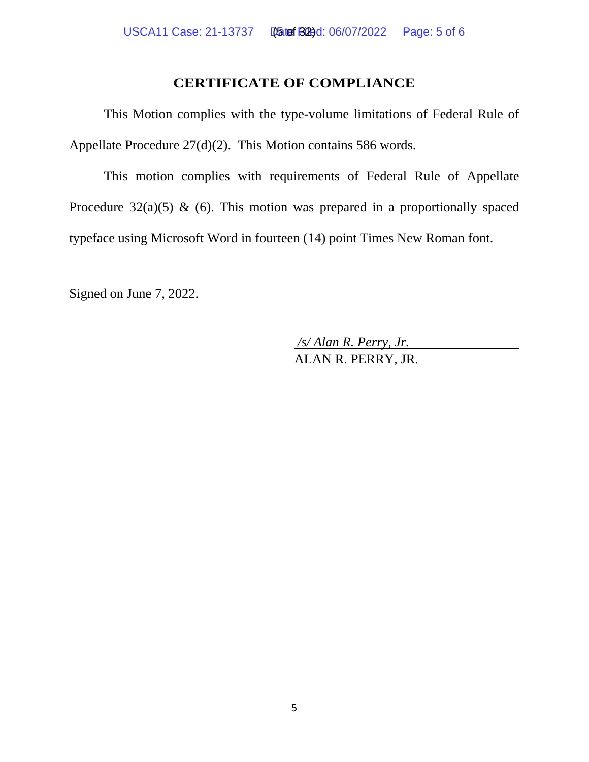# CERTIFICATE OF COMPLIANCE

This Motion complies with the type-volume limitations of Federal Rule of Appellate Procedure 27(d)(2). This Motion contains 586 words.

This motion complies with requirements of Federal Rule of Appellate Procedure 32(a)(5) & (6). This motion was prepared in a proportionally spaced typeface using Microsoft Word in fourteen (14) point Times New Roman font.

Signed on June 7, 2022.

*/s/ Alan R. Perry, Jr.*
ALAN R. PERRY, JR.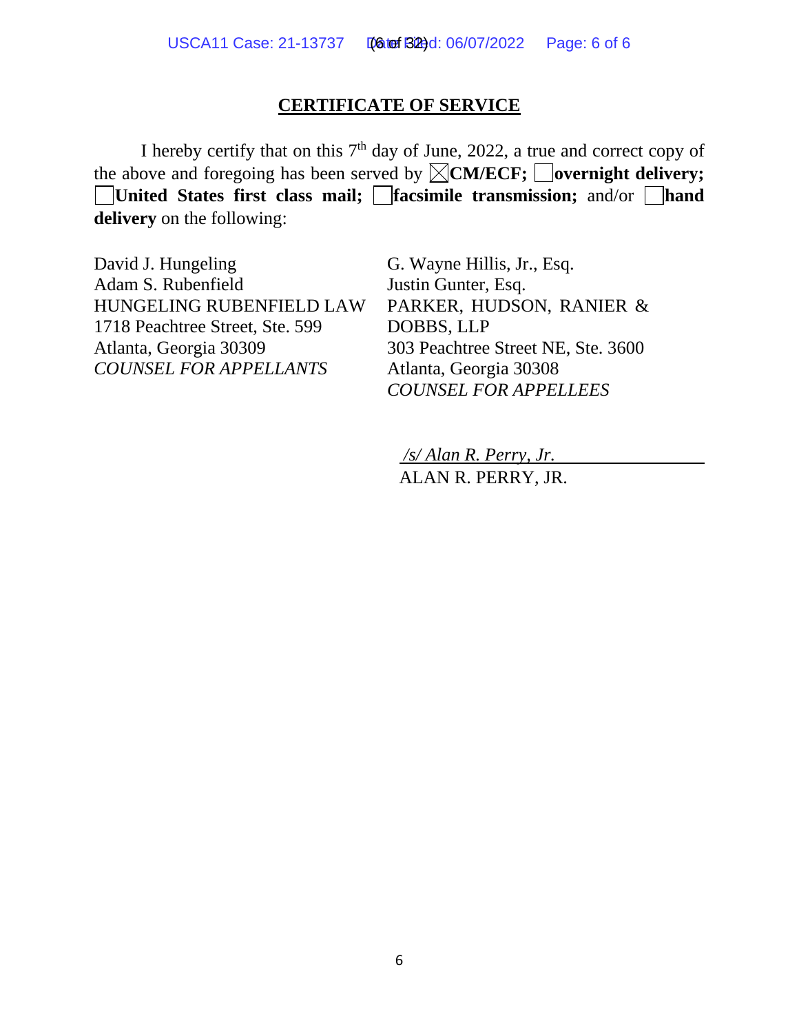## CERTIFICATE OF SERVICE

I hereby certify that on this 7th day of June, 2022, a true and correct copy of the above and foregoing has been served by ☒**CM/ECF;** ☐**overnight delivery;** ☐**United States first class mail;** ☐**facsimile transmission;** and/or ☐**hand delivery** on the following:

David J. Hungeling
Adam S. Rubenfield
HUNGELING RUBENFIELD LAW
1718 Peachtree Street, Ste. 599
Atlanta, Georgia 30309
*COUNSEL FOR APPELLANTS*

G. Wayne Hillis, Jr., Esq.
Justin Gunter, Esq.
PARKER, HUDSON, RANIER & DOBBS, LLP
303 Peachtree Street NE, Ste. 3600
Atlanta, Georgia 30308
*COUNSEL FOR APPELLEES*

*/s/ Alan R. Perry, Jr.*
ALAN R. PERRY, JR.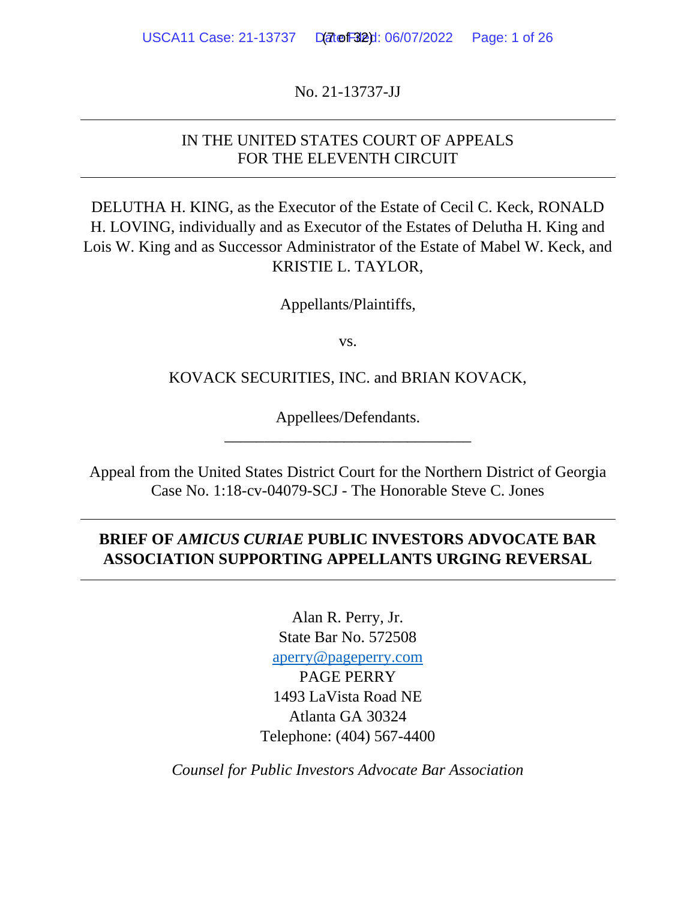No. 21-13737-JJ

IN THE UNITED STATES COURT OF APPEALS
FOR THE ELEVENTH CIRCUIT

DELUTHA H. KING, as the Executor of the Estate of Cecil C. Keck, RONALD H. LOVING, individually and as Executor of the Estates of Delutha H. King and Lois W. King and as Successor Administrator of the Estate of Mabel W. Keck, and KRISTIE L. TAYLOR,

Appellants/Plaintiffs,

vs.

KOVACK SECURITIES, INC. and BRIAN KOVACK,

Appellees/Defendants.

Appeal from the United States District Court for the Northern District of Georgia
Case No. 1:18-cv-04079-SCJ - The Honorable Steve C. Jones

**BRIEF OF *AMICUS CURIAE* PUBLIC INVESTORS ADVOCATE BAR ASSOCIATION SUPPORTING APPELLANTS URGING REVERSAL**

Alan R. Perry, Jr.
State Bar No. 572508
aperry@pageperry.com
PAGE PERRY
1493 LaVista Road NE
Atlanta GA 30324
Telephone: (404) 567-4400

*Counsel for Public Investors Advocate Bar Association*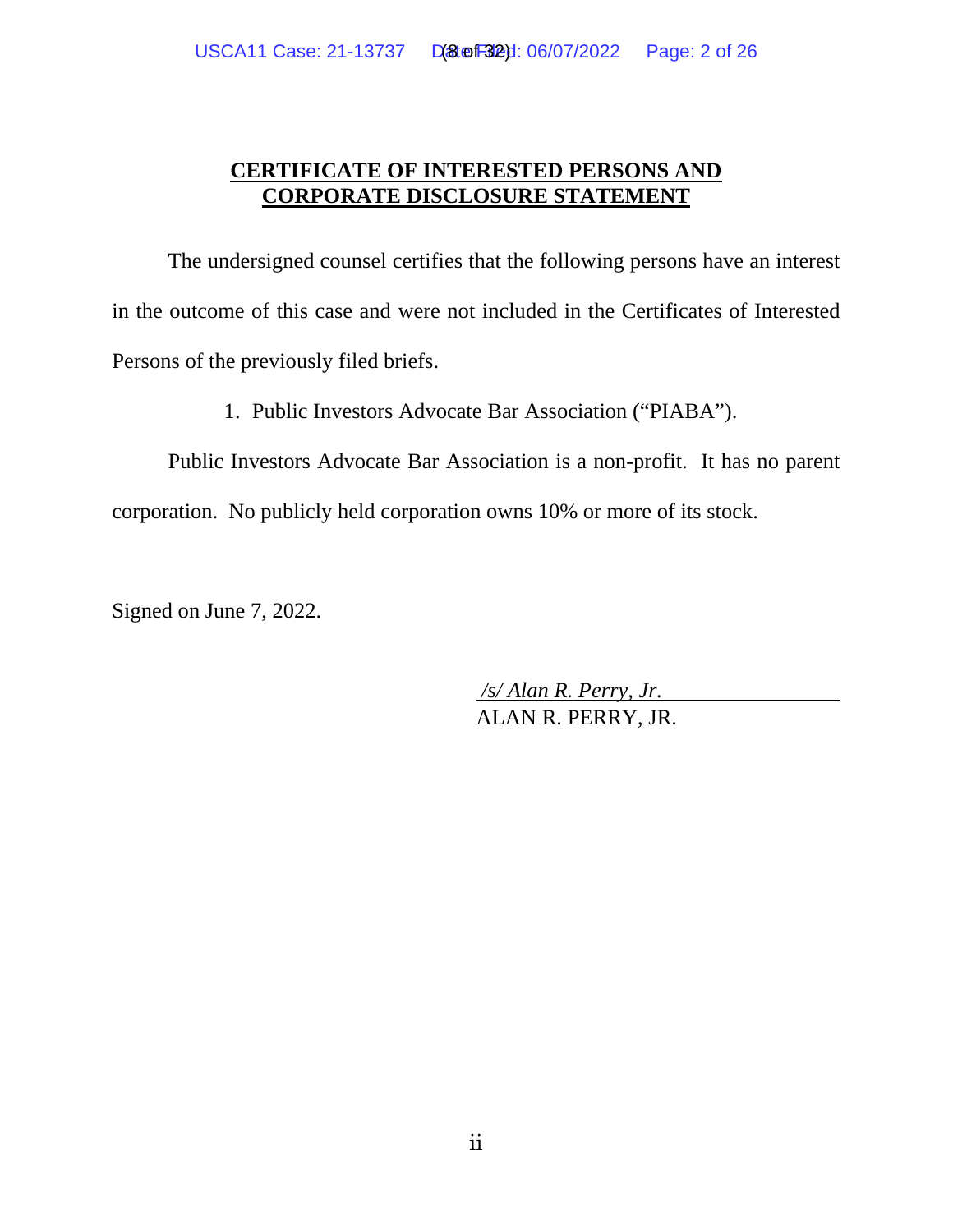## CERTIFICATE OF INTERESTED PERSONS AND CORPORATE DISCLOSURE STATEMENT

The undersigned counsel certifies that the following persons have an interest in the outcome of this case and were not included in the Certificates of Interested Persons of the previously filed briefs.

1. Public Investors Advocate Bar Association ("PIABA").

Public Investors Advocate Bar Association is a non-profit. It has no parent corporation. No publicly held corporation owns 10% or more of its stock.

Signed on June 7, 2022.

*/s/ Alan R. Perry, Jr.*
ALAN R. PERRY, JR.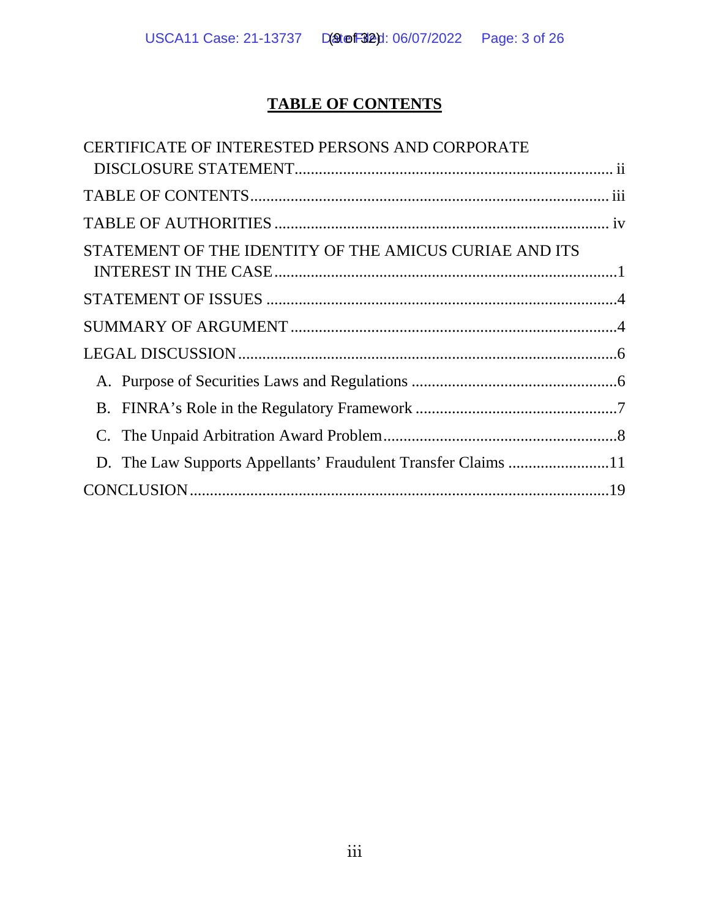# TABLE OF CONTENTS

CERTIFICATE OF INTERESTED PERSONS AND CORPORATE DISCLOSURE STATEMENT ............ ii

TABLE OF CONTENTS ............ iii

TABLE OF AUTHORITIES ............ iv

STATEMENT OF THE IDENTITY OF THE AMICUS CURIAE AND ITS INTEREST IN THE CASE ............ 1

STATEMENT OF ISSUES ............ 4

SUMMARY OF ARGUMENT ............ 4

LEGAL DISCUSSION ............ 6

- A. Purpose of Securities Laws and Regulations ............ 6
- B. FINRA's Role in the Regulatory Framework ............ 7
- C. The Unpaid Arbitration Award Problem ............ 8
- D. The Law Supports Appellants' Fraudulent Transfer Claims ............ 11

CONCLUSION ............ 19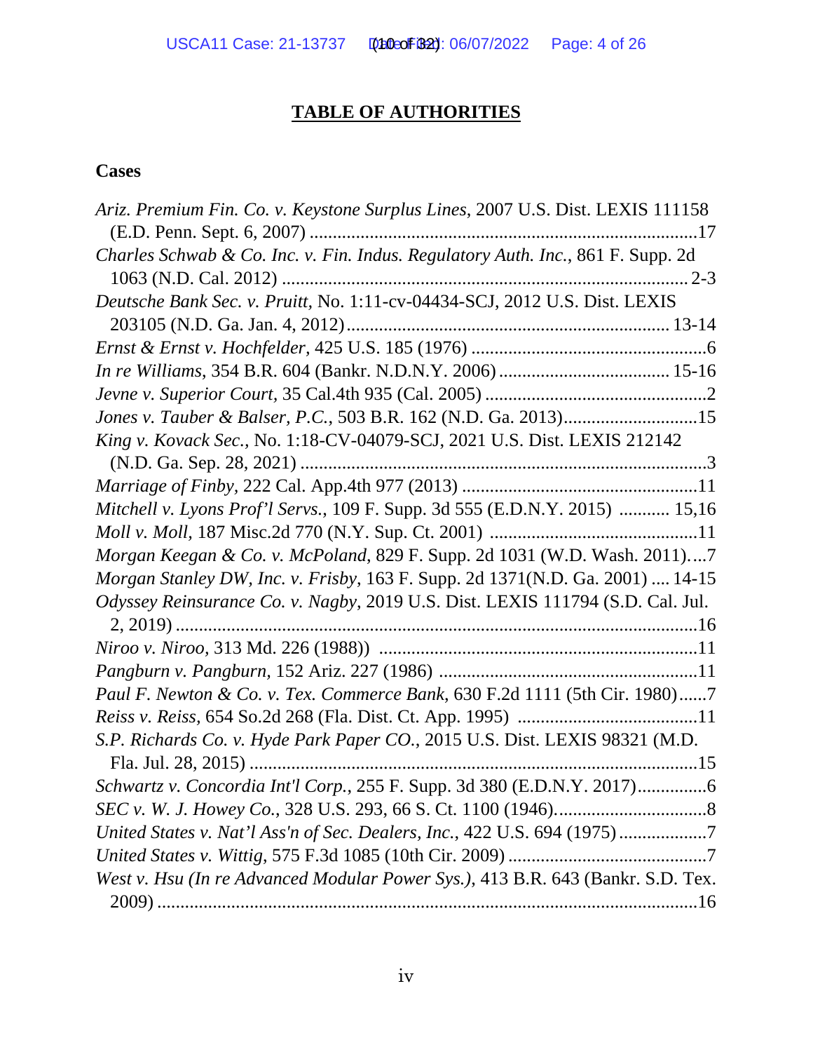# TABLE OF AUTHORITIES

## Cases

*Ariz. Premium Fin. Co. v. Keystone Surplus Lines*, 2007 U.S. Dist. LEXIS 111158 (E.D. Penn. Sept. 6, 2007) ....................................................................................17

*Charles Schwab & Co. Inc. v. Fin. Indus. Regulatory Auth. Inc.*, 861 F. Supp. 2d 1063 (N.D. Cal. 2012) ........................................................................................ 2-3

*Deutsche Bank Sec. v. Pruitt,* No. 1:11-cv-04434-SCJ, 2012 U.S. Dist. LEXIS 203105 (N.D. Ga. Jan. 4, 2012)..................................................................... 13-14

*Ernst & Ernst v. Hochfelder,* 425 U.S. 185 (1976) ...................................................6

*In re Williams,* 354 B.R. 604 (Bankr. N.D.N.Y. 2006) ..................................... 15-16

*Jevne v. Superior Court,* 35 Cal.4th 935 (Cal. 2005) ................................................2

*Jones v. Tauber & Balser, P.C.*, 503 B.R. 162 (N.D. Ga. 2013).............................15

*King v. Kovack Sec.*, No. 1:18-CV-04079-SCJ, 2021 U.S. Dist. LEXIS 212142 (N.D. Ga. Sep. 28, 2021) .......................................................................................3

*Marriage of Finby,* 222 Cal. App.4th 977 (2013) ...................................................11

*Mitchell v. Lyons Prof'l Servs.*, 109 F. Supp. 3d 555 (E.D.N.Y. 2015) ........... 15,16

*Moll v. Moll,* 187 Misc.2d 770 (N.Y. Sup. Ct. 2001) .............................................11

*Morgan Keegan & Co. v. McPoland,* 829 F. Supp. 2d 1031 (W.D. Wash. 2011)....7

*Morgan Stanley DW, Inc. v. Frisby*, 163 F. Supp. 2d 1371(N.D. Ga. 2001) .... 14-15

*Odyssey Reinsurance Co. v. Nagby*, 2019 U.S. Dist. LEXIS 111794 (S.D. Cal. Jul. 2, 2019) ..................................................................................................16

*Niroo v. Niroo,* 313 Md. 226 (1988)) ....................................................................11

*Pangburn v. Pangburn,* 152 Ariz. 227 (1986) ........................................................11

*Paul F. Newton & Co. v. Tex. Commerce Bank,* 630 F.2d 1111 (5th Cir. 1980)......7

*Reiss v. Reiss,* 654 So.2d 268 (Fla. Dist. Ct. App. 1995) .......................................11

*S.P. Richards Co. v. Hyde Park Paper CO.*, 2015 U.S. Dist. LEXIS 98321 (M.D. Fla. Jul. 28, 2015) ................................................................................................15

*Schwartz v. Concordia Int'l Corp.*, 255 F. Supp. 3d 380 (E.D.N.Y. 2017)...............6

*SEC v. W. J. Howey Co.*, 328 U.S. 293, 66 S. Ct. 1100 (1946).................................8

*United States v. Nat'l Ass'n of Sec. Dealers, Inc.*, 422 U.S. 694 (1975) ..................7

*United States v. Wittig,* 575 F.3d 1085 (10th Cir. 2009) ...........................................7

*West v. Hsu (In re Advanced Modular Power Sys.),* 413 B.R. 643 (Bankr. S.D. Tex. 2009) .......................................................................................................16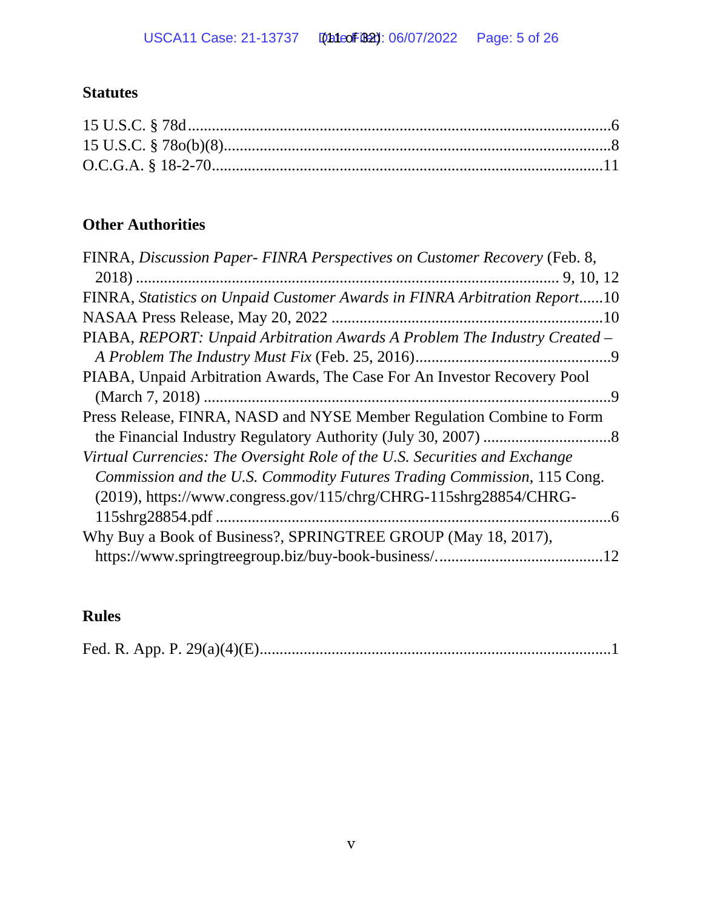### Statutes

15 U.S.C. § 78d ........................................................................................................6
15 U.S.C. § 78o(b)(8)..............................................................................................8
O.C.G.A. § 18-2-70.................................................................................................11

### Other Authorities

FINRA, *Discussion Paper- FINRA Perspectives on Customer Recovery* (Feb. 8, 2018) ....................................................................................... 9, 10, 12
FINRA, *Statistics on Unpaid Customer Awards in FINRA Arbitration Report*......10
NASAA Press Release, May 20, 2022 ....................................................................10
PIABA, *REPORT: Unpaid Arbitration Awards A Problem The Industry Created – A Problem The Industry Must Fix* (Feb. 25, 2016).................................................9
PIABA, Unpaid Arbitration Awards, The Case For An Investor Recovery Pool (March 7, 2018) .....................................................................................................9
Press Release, FINRA, NASD and NYSE Member Regulation Combine to Form the Financial Industry Regulatory Authority (July 30, 2007) ................................8
*Virtual Currencies: The Oversight Role of the U.S. Securities and Exchange Commission and the U.S. Commodity Futures Trading Commission*, 115 Cong. (2019), https://www.congress.gov/115/chrg/CHRG-115shrg28854/CHRG-115shrg28854.pdf ..................................................................................................6
Why Buy a Book of Business?, SPRINGTREE GROUP (May 18, 2017), https://www.springtreegroup.biz/buy-book-business/..........................................12

### Rules

Fed. R. App. P. 29(a)(4)(E).......................................................................................1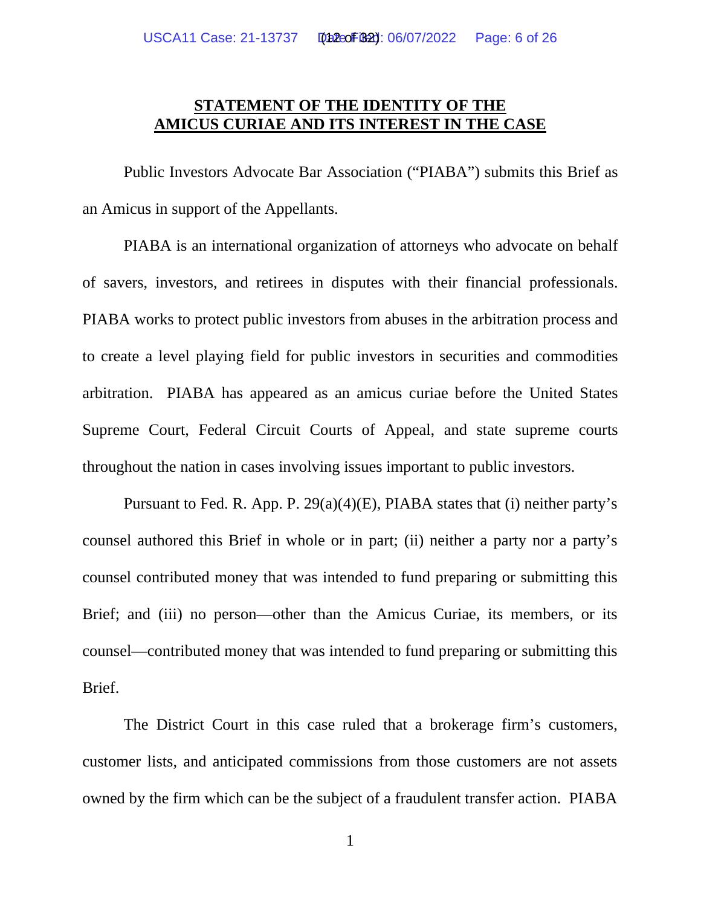## STATEMENT OF THE IDENTITY OF THE AMICUS CURIAE AND ITS INTEREST IN THE CASE

Public Investors Advocate Bar Association ("PIABA") submits this Brief as an Amicus in support of the Appellants.

PIABA is an international organization of attorneys who advocate on behalf of savers, investors, and retirees in disputes with their financial professionals. PIABA works to protect public investors from abuses in the arbitration process and to create a level playing field for public investors in securities and commodities arbitration. PIABA has appeared as an amicus curiae before the United States Supreme Court, Federal Circuit Courts of Appeal, and state supreme courts throughout the nation in cases involving issues important to public investors.

Pursuant to Fed. R. App. P. 29(a)(4)(E), PIABA states that (i) neither party's counsel authored this Brief in whole or in part; (ii) neither a party nor a party's counsel contributed money that was intended to fund preparing or submitting this Brief; and (iii) no person—other than the Amicus Curiae, its members, or its counsel—contributed money that was intended to fund preparing or submitting this Brief.

The District Court in this case ruled that a brokerage firm's customers, customer lists, and anticipated commissions from those customers are not assets owned by the firm which can be the subject of a fraudulent transfer action. PIABA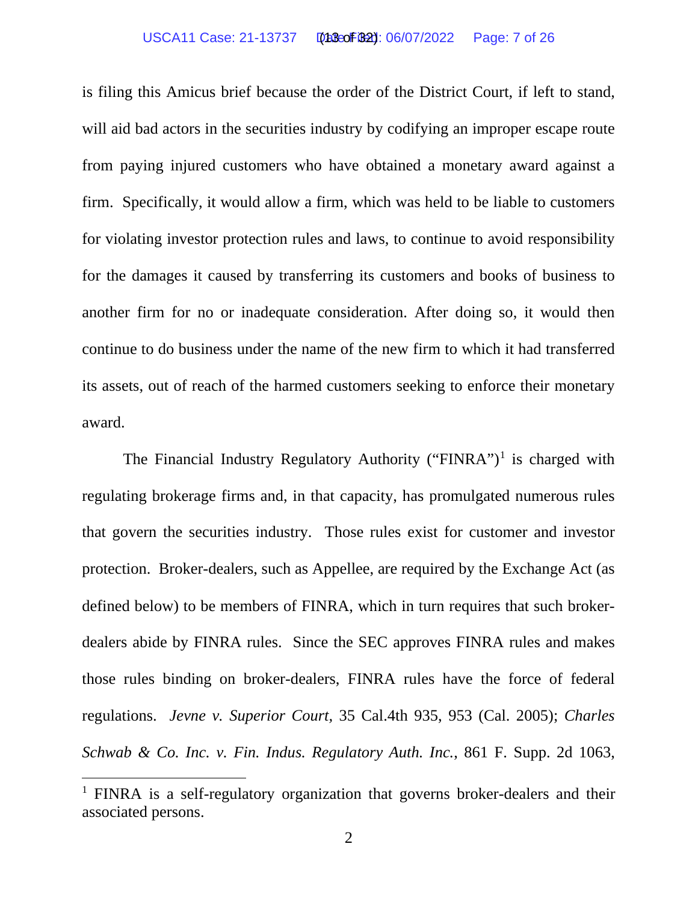is filing this Amicus brief because the order of the District Court, if left to stand, will aid bad actors in the securities industry by codifying an improper escape route from paying injured customers who have obtained a monetary award against a firm. Specifically, it would allow a firm, which was held to be liable to customers for violating investor protection rules and laws, to continue to avoid responsibility for the damages it caused by transferring its customers and books of business to another firm for no or inadequate consideration. After doing so, it would then continue to do business under the name of the new firm to which it had transferred its assets, out of reach of the harmed customers seeking to enforce their monetary award.

The Financial Industry Regulatory Authority ("FINRA")[1] is charged with regulating brokerage firms and, in that capacity, has promulgated numerous rules that govern the securities industry. Those rules exist for customer and investor protection. Broker-dealers, such as Appellee, are required by the Exchange Act (as defined below) to be members of FINRA, which in turn requires that such broker-dealers abide by FINRA rules. Since the SEC approves FINRA rules and makes those rules binding on broker-dealers, FINRA rules have the force of federal regulations. *Jevne v. Superior Court*, 35 Cal.4th 935, 953 (Cal. 2005); *Charles Schwab & Co. Inc. v. Fin. Indus. Regulatory Auth. Inc.*, 861 F. Supp. 2d 1063,

[1] FINRA is a self-regulatory organization that governs broker-dealers and their associated persons.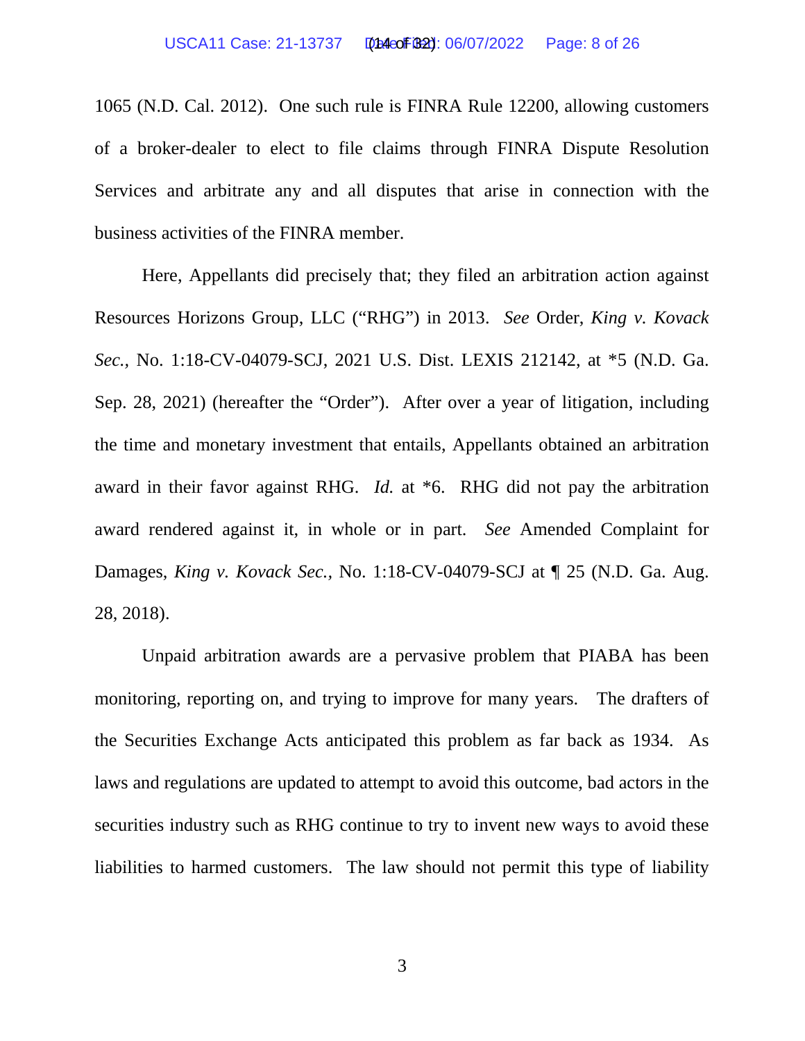1065 (N.D. Cal. 2012). One such rule is FINRA Rule 12200, allowing customers of a broker-dealer to elect to file claims through FINRA Dispute Resolution Services and arbitrate any and all disputes that arise in connection with the business activities of the FINRA member.

Here, Appellants did precisely that; they filed an arbitration action against Resources Horizons Group, LLC ("RHG") in 2013. *See* Order, *King v. Kovack Sec.*, No. 1:18-CV-04079-SCJ, 2021 U.S. Dist. LEXIS 212142, at *5 (N.D. Ga. Sep. 28, 2021) (hereafter the "Order"). After over a year of litigation, including the time and monetary investment that entails, Appellants obtained an arbitration award in their favor against RHG. *Id.* at *6. RHG did not pay the arbitration award rendered against it, in whole or in part. *See* Amended Complaint for Damages, *King v. Kovack Sec.*, No. 1:18-CV-04079-SCJ at ¶ 25 (N.D. Ga. Aug. 28, 2018).

Unpaid arbitration awards are a pervasive problem that PIABA has been monitoring, reporting on, and trying to improve for many years. The drafters of the Securities Exchange Acts anticipated this problem as far back as 1934. As laws and regulations are updated to attempt to avoid this outcome, bad actors in the securities industry such as RHG continue to try to invent new ways to avoid these liabilities to harmed customers. The law should not permit this type of liability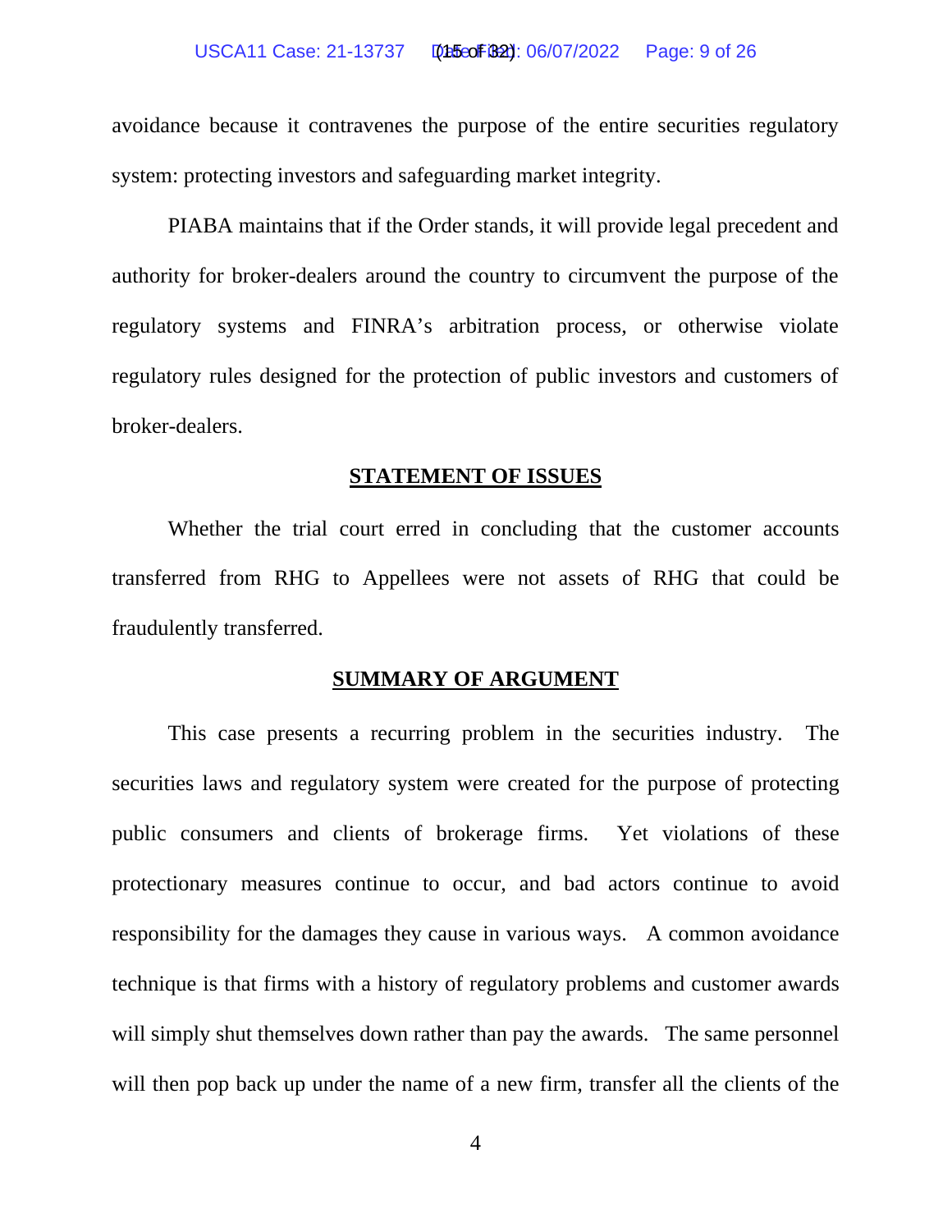avoidance because it contravenes the purpose of the entire securities regulatory system: protecting investors and safeguarding market integrity.

PIABA maintains that if the Order stands, it will provide legal precedent and authority for broker-dealers around the country to circumvent the purpose of the regulatory systems and FINRA's arbitration process, or otherwise violate regulatory rules designed for the protection of public investors and customers of broker-dealers.

## STATEMENT OF ISSUES

Whether the trial court erred in concluding that the customer accounts transferred from RHG to Appellees were not assets of RHG that could be fraudulently transferred.

## SUMMARY OF ARGUMENT

This case presents a recurring problem in the securities industry. The securities laws and regulatory system were created for the purpose of protecting public consumers and clients of brokerage firms. Yet violations of these protectionary measures continue to occur, and bad actors continue to avoid responsibility for the damages they cause in various ways. A common avoidance technique is that firms with a history of regulatory problems and customer awards will simply shut themselves down rather than pay the awards. The same personnel will then pop back up under the name of a new firm, transfer all the clients of the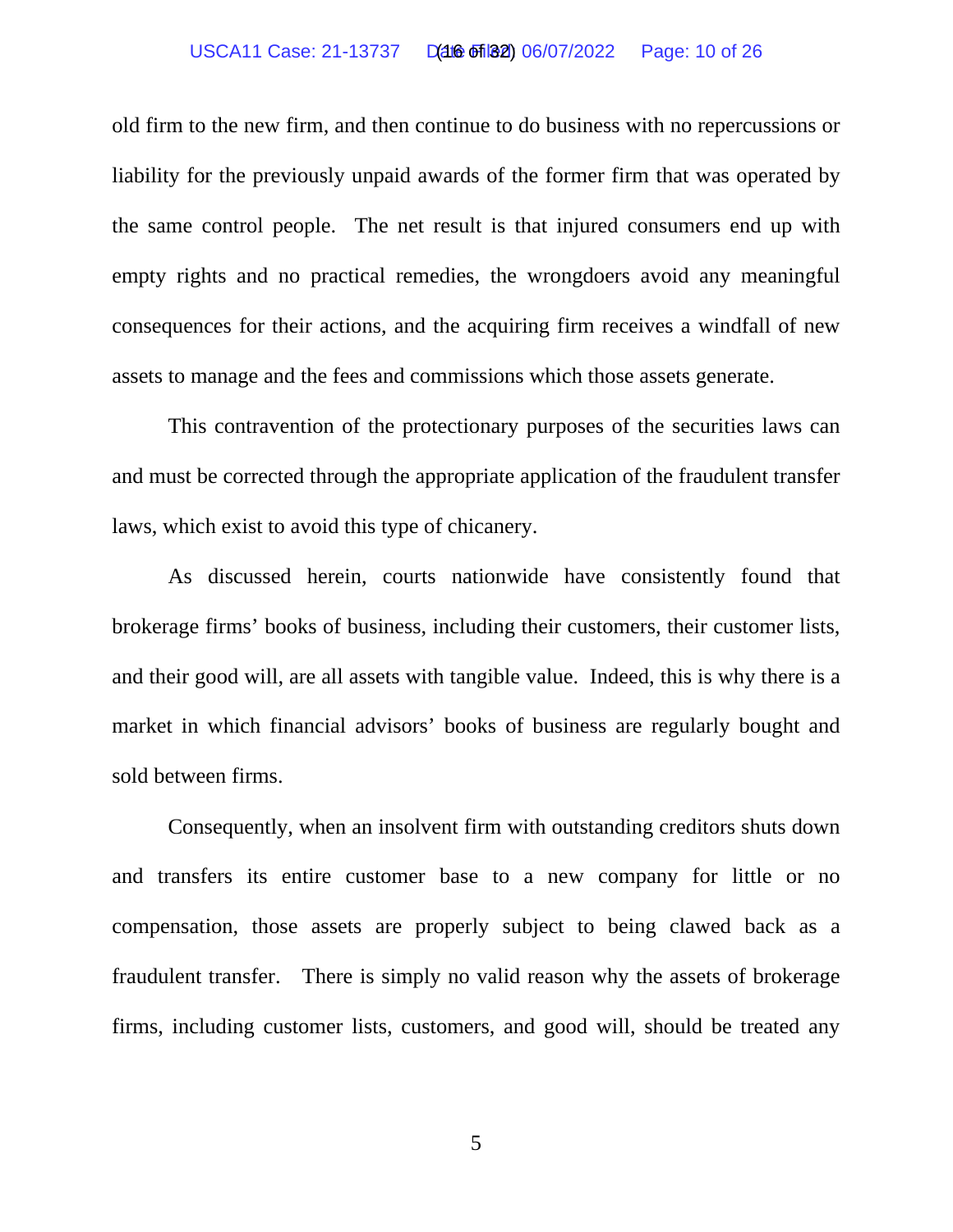old firm to the new firm, and then continue to do business with no repercussions or liability for the previously unpaid awards of the former firm that was operated by the same control people. The net result is that injured consumers end up with empty rights and no practical remedies, the wrongdoers avoid any meaningful consequences for their actions, and the acquiring firm receives a windfall of new assets to manage and the fees and commissions which those assets generate.

This contravention of the protectionary purposes of the securities laws can and must be corrected through the appropriate application of the fraudulent transfer laws, which exist to avoid this type of chicanery.

As discussed herein, courts nationwide have consistently found that brokerage firms' books of business, including their customers, their customer lists, and their good will, are all assets with tangible value. Indeed, this is why there is a market in which financial advisors' books of business are regularly bought and sold between firms.

Consequently, when an insolvent firm with outstanding creditors shuts down and transfers its entire customer base to a new company for little or no compensation, those assets are properly subject to being clawed back as a fraudulent transfer. There is simply no valid reason why the assets of brokerage firms, including customer lists, customers, and good will, should be treated any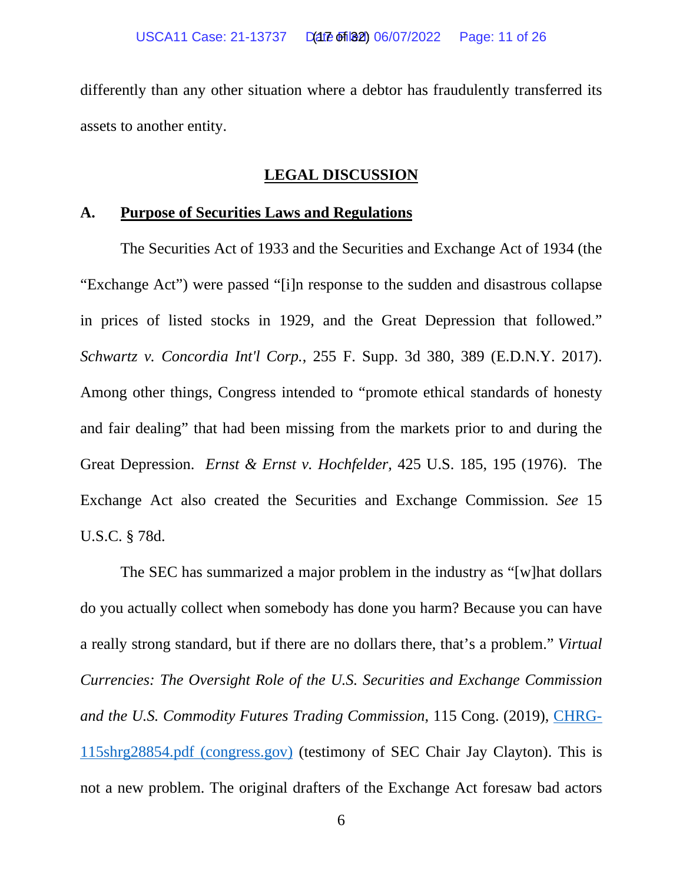differently than any other situation where a debtor has fraudulently transferred its assets to another entity.

## LEGAL DISCUSSION

### A. Purpose of Securities Laws and Regulations

The Securities Act of 1933 and the Securities and Exchange Act of 1934 (the "Exchange Act") were passed "[i]n response to the sudden and disastrous collapse in prices of listed stocks in 1929, and the Great Depression that followed." *Schwartz v. Concordia Int'l Corp.*, 255 F. Supp. 3d 380, 389 (E.D.N.Y. 2017). Among other things, Congress intended to "promote ethical standards of honesty and fair dealing" that had been missing from the markets prior to and during the Great Depression. *Ernst & Ernst v. Hochfelder*, 425 U.S. 185, 195 (1976). The Exchange Act also created the Securities and Exchange Commission. *See* 15 U.S.C. § 78d.

The SEC has summarized a major problem in the industry as "[w]hat dollars do you actually collect when somebody has done you harm? Because you can have a really strong standard, but if there are no dollars there, that's a problem." *Virtual Currencies: The Oversight Role of the U.S. Securities and Exchange Commission and the U.S. Commodity Futures Trading Commission*, 115 Cong. (2019), CHRG-115shrg28854.pdf (congress.gov) (testimony of SEC Chair Jay Clayton). This is not a new problem. The original drafters of the Exchange Act foresaw bad actors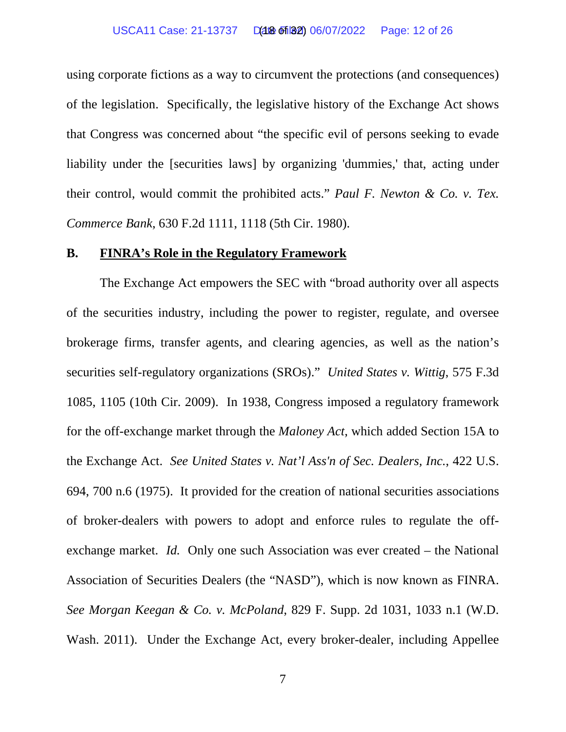using corporate fictions as a way to circumvent the protections (and consequences) of the legislation. Specifically, the legislative history of the Exchange Act shows that Congress was concerned about "the specific evil of persons seeking to evade liability under the [securities laws] by organizing 'dummies,' that, acting under their control, would commit the prohibited acts." *Paul F. Newton & Co. v. Tex. Commerce Bank*, 630 F.2d 1111, 1118 (5th Cir. 1980).

## B. FINRA's Role in the Regulatory Framework

The Exchange Act empowers the SEC with "broad authority over all aspects of the securities industry, including the power to register, regulate, and oversee brokerage firms, transfer agents, and clearing agencies, as well as the nation's securities self-regulatory organizations (SROs)." *United States v. Wittig*, 575 F.3d 1085, 1105 (10th Cir. 2009). In 1938, Congress imposed a regulatory framework for the off-exchange market through the *Maloney Act*, which added Section 15A to the Exchange Act. *See United States v. Nat'l Ass'n of Sec. Dealers, Inc.*, 422 U.S. 694, 700 n.6 (1975). It provided for the creation of national securities associations of broker-dealers with powers to adopt and enforce rules to regulate the off-exchange market. *Id.* Only one such Association was ever created – the National Association of Securities Dealers (the "NASD"), which is now known as FINRA. *See Morgan Keegan & Co. v. McPoland*, 829 F. Supp. 2d 1031, 1033 n.1 (W.D. Wash. 2011). Under the Exchange Act, every broker-dealer, including Appellee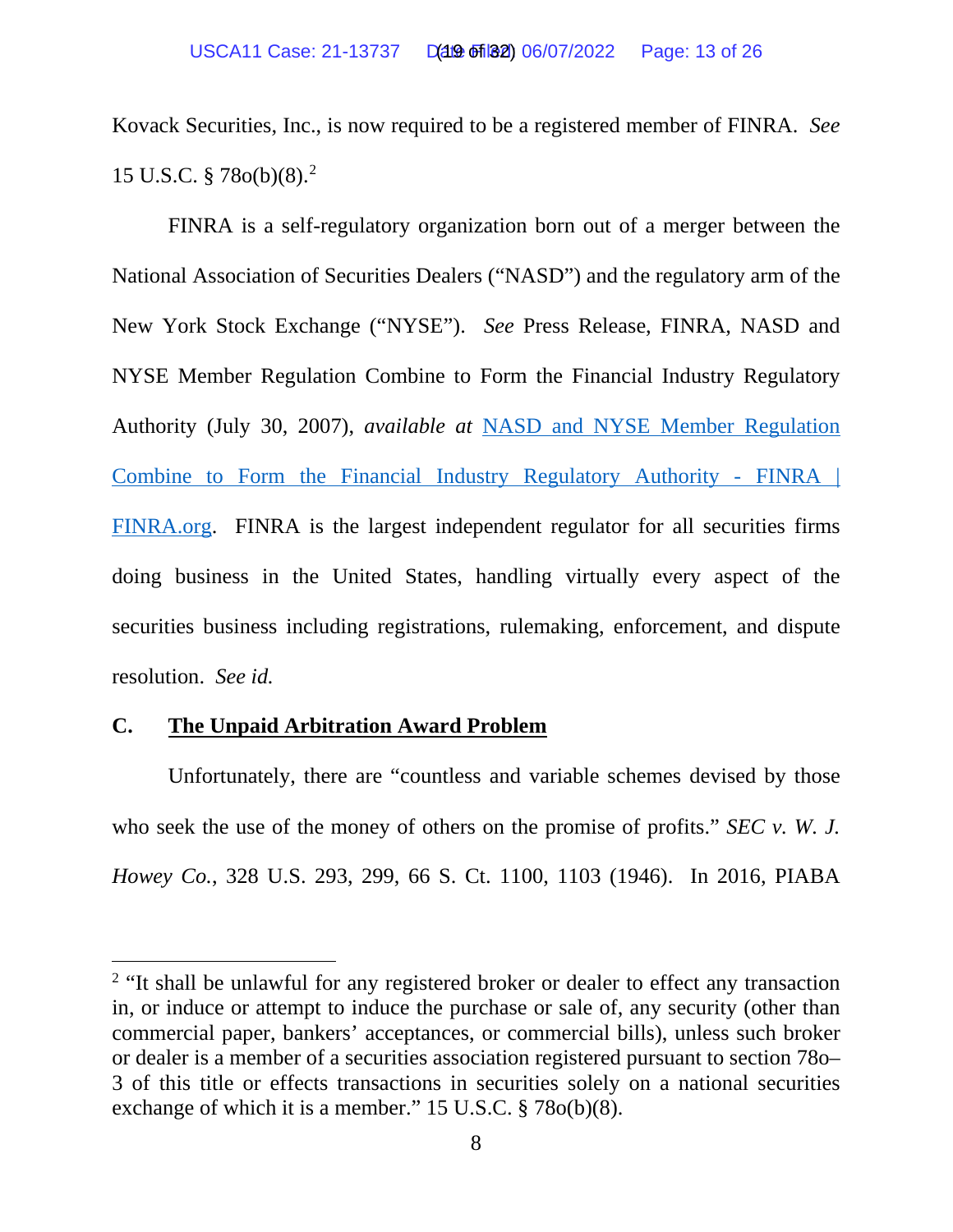Kovack Securities, Inc., is now required to be a registered member of FINRA. *See* 15 U.S.C. § 78o(b)(8).[2]

FINRA is a self-regulatory organization born out of a merger between the National Association of Securities Dealers ("NASD") and the regulatory arm of the New York Stock Exchange ("NYSE"). *See* Press Release, FINRA, NASD and NYSE Member Regulation Combine to Form the Financial Industry Regulatory Authority (July 30, 2007), *available at* [NASD and NYSE Member Regulation Combine to Form the Financial Industry Regulatory Authority - FINRA | FINRA.org](). FINRA is the largest independent regulator for all securities firms doing business in the United States, handling virtually every aspect of the securities business including registrations, rulemaking, enforcement, and dispute resolution. *See id.*

### C. <u>The Unpaid Arbitration Award Problem</u>

Unfortunately, there are "countless and variable schemes devised by those who seek the use of the money of others on the promise of profits." *SEC v. W. J. Howey Co.*, 328 U.S. 293, 299, 66 S. Ct. 1100, 1103 (1946). In 2016, PIABA

---

[2] "It shall be unlawful for any registered broker or dealer to effect any transaction in, or induce or attempt to induce the purchase or sale of, any security (other than commercial paper, bankers' acceptances, or commercial bills), unless such broker or dealer is a member of a securities association registered pursuant to section 78o–3 of this title or effects transactions in securities solely on a national securities exchange of which it is a member." 15 U.S.C. § 78o(b)(8).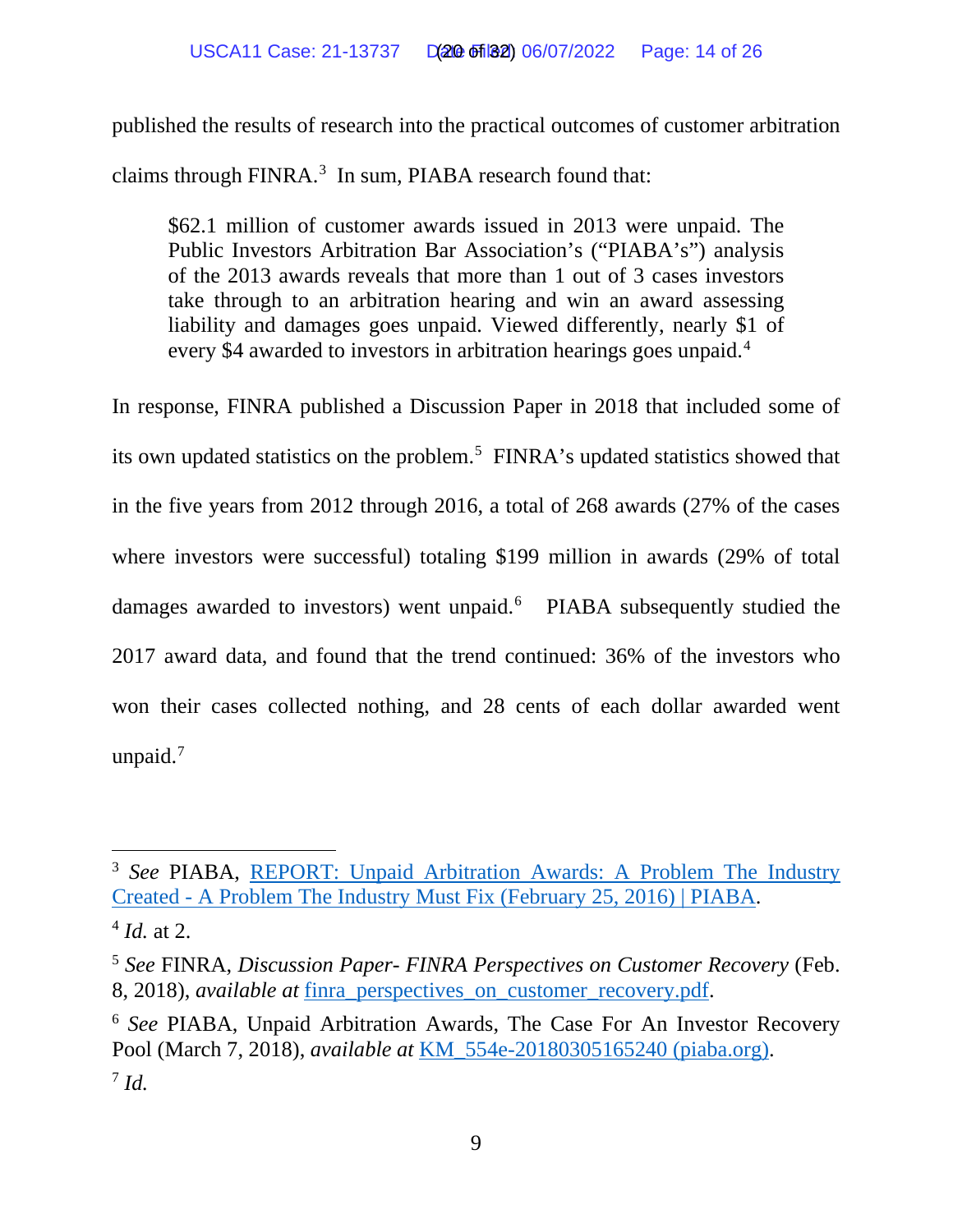published the results of research into the practical outcomes of customer arbitration claims through FINRA.[3] In sum, PIABA research found that:

> $62.1 million of customer awards issued in 2013 were unpaid. The Public Investors Arbitration Bar Association's ("PIABA's") analysis of the 2013 awards reveals that more than 1 out of 3 cases investors take through to an arbitration hearing and win an award assessing liability and damages goes unpaid. Viewed differently, nearly $1 of every $4 awarded to investors in arbitration hearings goes unpaid.[4]

In response, FINRA published a Discussion Paper in 2018 that included some of its own updated statistics on the problem.[5] FINRA's updated statistics showed that in the five years from 2012 through 2016, a total of 268 awards (27% of the cases where investors were successful) totaling $199 million in awards (29% of total damages awarded to investors) went unpaid.[6] PIABA subsequently studied the 2017 award data, and found that the trend continued: 36% of the investors who won their cases collected nothing, and 28 cents of each dollar awarded went unpaid.[7]

---

[3] *See* PIABA, REPORT: Unpaid Arbitration Awards: A Problem The Industry Created - A Problem The Industry Must Fix (February 25, 2016) | PIABA.

[4] *Id.* at 2.

[5] *See* FINRA, *Discussion Paper- FINRA Perspectives on Customer Recovery* (Feb. 8, 2018), *available at* finra_perspectives_on_customer_recovery.pdf.

[6] *See* PIABA, Unpaid Arbitration Awards, The Case For An Investor Recovery Pool (March 7, 2018), *available at* KM_554e-20180305165240 (piaba.org).

[7] *Id.*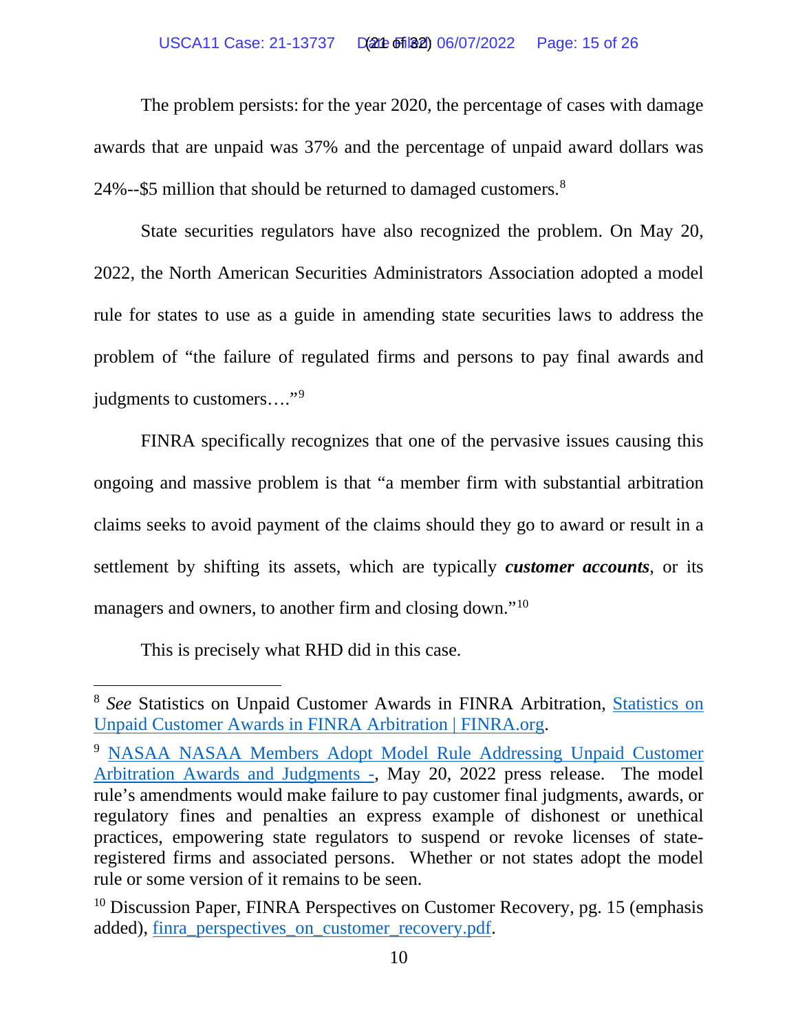The problem persists: for the year 2020, the percentage of cases with damage awards that are unpaid was 37% and the percentage of unpaid award dollars was 24%--$5 million that should be returned to damaged customers.[8]

State securities regulators have also recognized the problem. On May 20, 2022, the North American Securities Administrators Association adopted a model rule for states to use as a guide in amending state securities laws to address the problem of "the failure of regulated firms and persons to pay final awards and judgments to customers…."[9]

FINRA specifically recognizes that one of the pervasive issues causing this ongoing and massive problem is that "a member firm with substantial arbitration claims seeks to avoid payment of the claims should they go to award or result in a settlement by shifting its assets, which are typically ***customer accounts***, or its managers and owners, to another firm and closing down."[10]

This is precisely what RHD did in this case.

---

[8] *See* Statistics on Unpaid Customer Awards in FINRA Arbitration, Statistics on Unpaid Customer Awards in FINRA Arbitration | FINRA.org.

[9] NASAA NASAA Members Adopt Model Rule Addressing Unpaid Customer Arbitration Awards and Judgments -, May 20, 2022 press release. The model rule's amendments would make failure to pay customer final judgments, awards, or regulatory fines and penalties an express example of dishonest or unethical practices, empowering state regulators to suspend or revoke licenses of state-registered firms and associated persons. Whether or not states adopt the model rule or some version of it remains to be seen.

[10] Discussion Paper, FINRA Perspectives on Customer Recovery, pg. 15 (emphasis added), finra_perspectives_on_customer_recovery.pdf.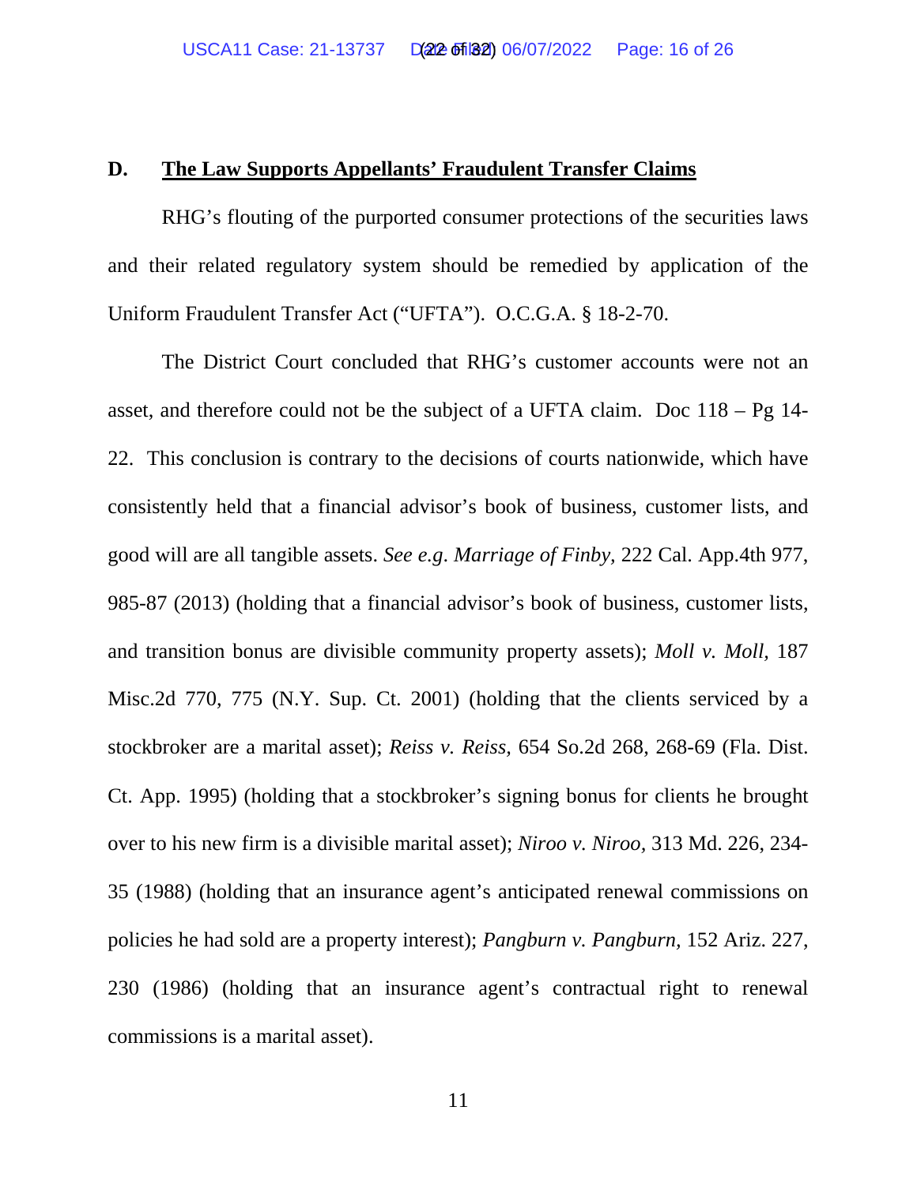## D. <u>The Law Supports Appellants' Fraudulent Transfer Claims</u>

RHG's flouting of the purported consumer protections of the securities laws and their related regulatory system should be remedied by application of the Uniform Fraudulent Transfer Act ("UFTA"). O.C.G.A. § 18-2-70.

The District Court concluded that RHG's customer accounts were not an asset, and therefore could not be the subject of a UFTA claim. Doc 118 – Pg 14-22. This conclusion is contrary to the decisions of courts nationwide, which have consistently held that a financial advisor's book of business, customer lists, and good will are all tangible assets. *See e.g*. *Marriage of Finby*, 222 Cal. App.4th 977, 985-87 (2013) (holding that a financial advisor's book of business, customer lists, and transition bonus are divisible community property assets); *Moll v. Moll*, 187 Misc.2d 770, 775 (N.Y. Sup. Ct. 2001) (holding that the clients serviced by a stockbroker are a marital asset); *Reiss v. Reiss*, 654 So.2d 268, 268-69 (Fla. Dist. Ct. App. 1995) (holding that a stockbroker's signing bonus for clients he brought over to his new firm is a divisible marital asset); *Niroo v. Niroo*, 313 Md. 226, 234-35 (1988) (holding that an insurance agent's anticipated renewal commissions on policies he had sold are a property interest); *Pangburn v. Pangburn*, 152 Ariz. 227, 230 (1986) (holding that an insurance agent's contractual right to renewal commissions is a marital asset).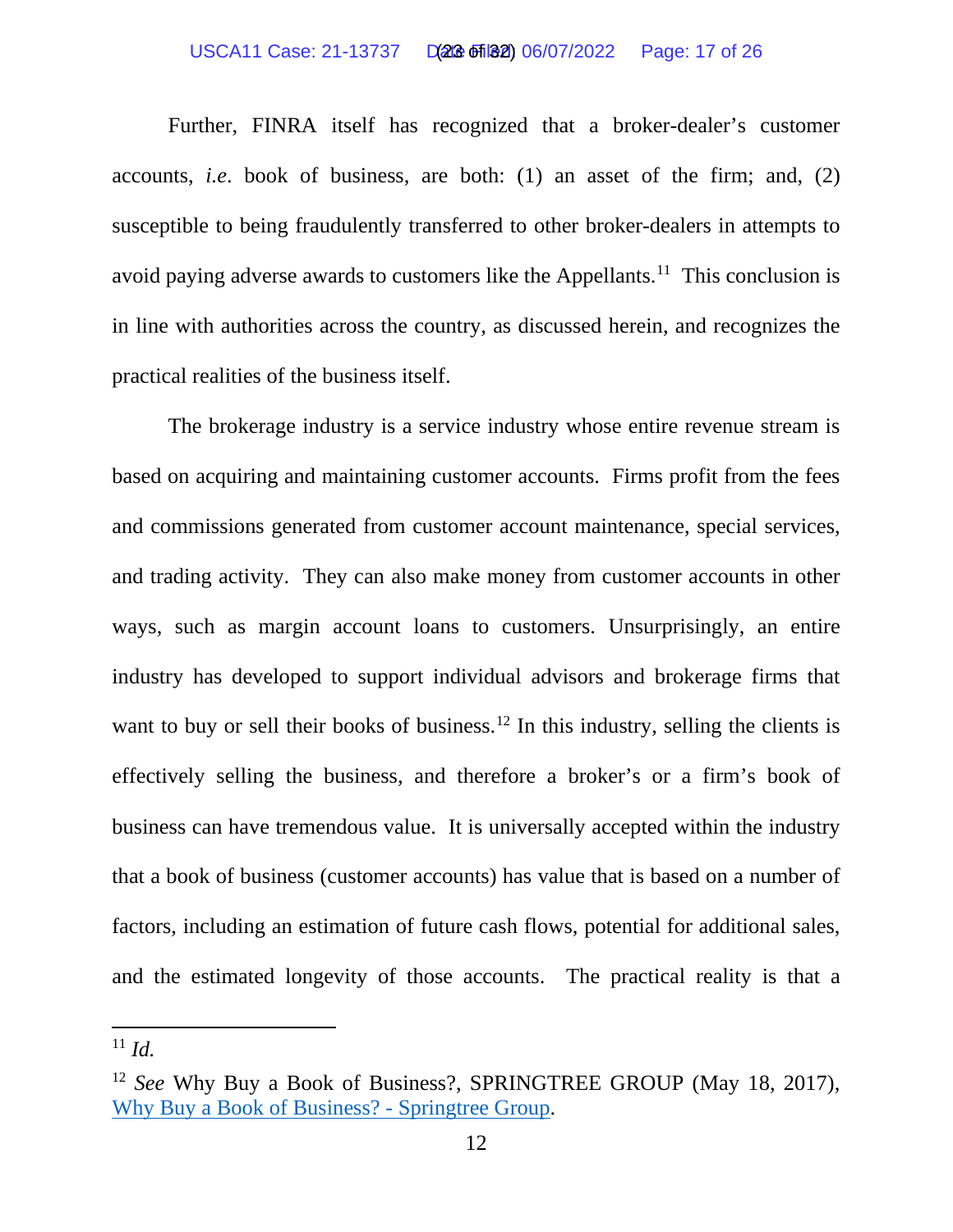Further, FINRA itself has recognized that a broker-dealer's customer accounts, *i.e*. book of business, are both: (1) an asset of the firm; and, (2) susceptible to being fraudulently transferred to other broker-dealers in attempts to avoid paying adverse awards to customers like the Appellants.[11] This conclusion is in line with authorities across the country, as discussed herein, and recognizes the practical realities of the business itself.

The brokerage industry is a service industry whose entire revenue stream is based on acquiring and maintaining customer accounts. Firms profit from the fees and commissions generated from customer account maintenance, special services, and trading activity. They can also make money from customer accounts in other ways, such as margin account loans to customers. Unsurprisingly, an entire industry has developed to support individual advisors and brokerage firms that want to buy or sell their books of business.[12] In this industry, selling the clients is effectively selling the business, and therefore a broker's or a firm's book of business can have tremendous value. It is universally accepted within the industry that a book of business (customer accounts) has value that is based on a number of factors, including an estimation of future cash flows, potential for additional sales, and the estimated longevity of those accounts. The practical reality is that a

---

[11] *Id.*

[12] *See* Why Buy a Book of Business?, SPRINGTREE GROUP (May 18, 2017), Why Buy a Book of Business? - Springtree Group.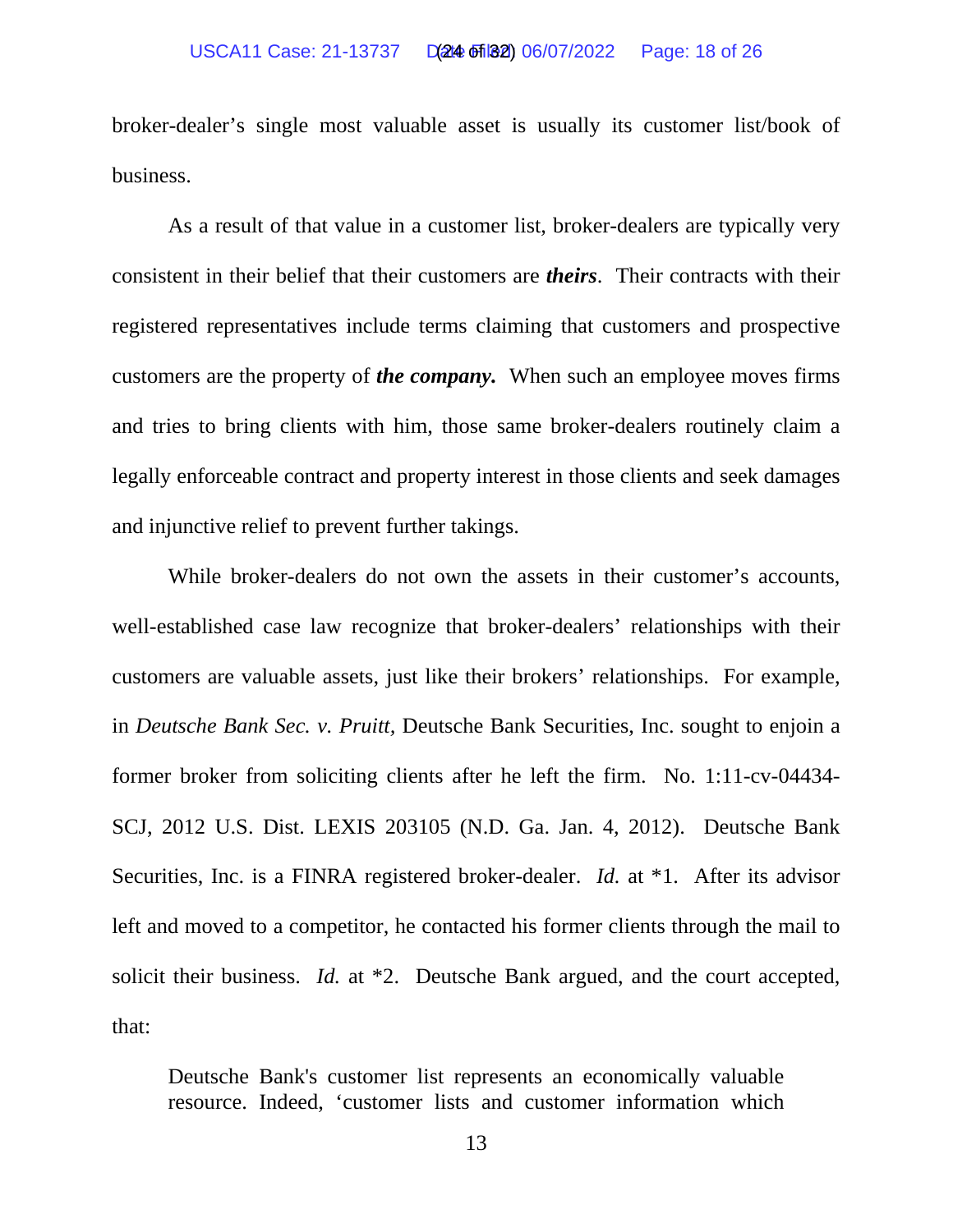broker-dealer's single most valuable asset is usually its customer list/book of business.

As a result of that value in a customer list, broker-dealers are typically very consistent in their belief that their customers are ***theirs***. Their contracts with their registered representatives include terms claiming that customers and prospective customers are the property of ***the company.*** When such an employee moves firms and tries to bring clients with him, those same broker-dealers routinely claim a legally enforceable contract and property interest in those clients and seek damages and injunctive relief to prevent further takings.

While broker-dealers do not own the assets in their customer's accounts, well-established case law recognize that broker-dealers' relationships with their customers are valuable assets, just like their brokers' relationships. For example, in *Deutsche Bank Sec. v. Pruitt*, Deutsche Bank Securities, Inc. sought to enjoin a former broker from soliciting clients after he left the firm. No. 1:11-cv-04434-SCJ, 2012 U.S. Dist. LEXIS 203105 (N.D. Ga. Jan. 4, 2012). Deutsche Bank Securities, Inc. is a FINRA registered broker-dealer. *Id.* at *1. After its advisor left and moved to a competitor, he contacted his former clients through the mail to solicit their business. *Id.* at *2. Deutsche Bank argued, and the court accepted, that:

> Deutsche Bank's customer list represents an economically valuable resource. Indeed, 'customer lists and customer information which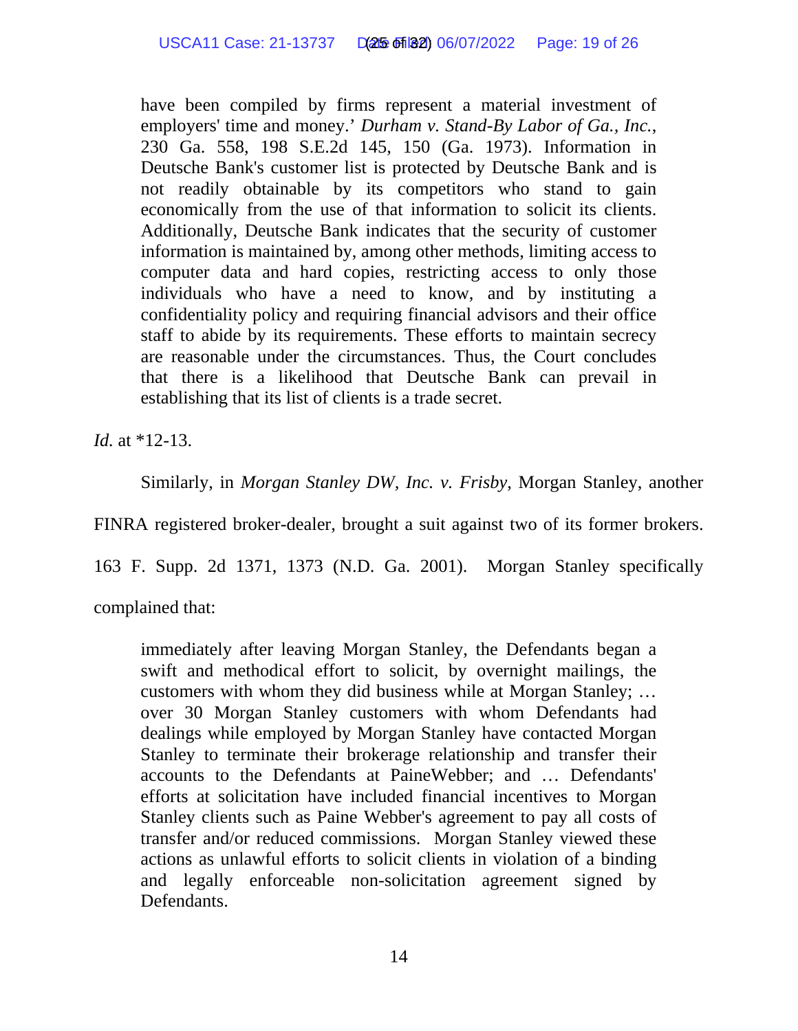> have been compiled by firms represent a material investment of employers' time and money.' *Durham v. Stand-By Labor of Ga., Inc.*, 230 Ga. 558, 198 S.E.2d 145, 150 (Ga. 1973). Information in Deutsche Bank's customer list is protected by Deutsche Bank and is not readily obtainable by its competitors who stand to gain economically from the use of that information to solicit its clients. Additionally, Deutsche Bank indicates that the security of customer information is maintained by, among other methods, limiting access to computer data and hard copies, restricting access to only those individuals who have a need to know, and by instituting a confidentiality policy and requiring financial advisors and their office staff to abide by its requirements. These efforts to maintain secrecy are reasonable under the circumstances. Thus, the Court concludes that there is a likelihood that Deutsche Bank can prevail in establishing that its list of clients is a trade secret.

*Id.* at *12-13.

Similarly, in *Morgan Stanley DW, Inc. v. Frisby*, Morgan Stanley, another FINRA registered broker-dealer, brought a suit against two of its former brokers. 163 F. Supp. 2d 1371, 1373 (N.D. Ga. 2001). Morgan Stanley specifically complained that:

> immediately after leaving Morgan Stanley, the Defendants began a swift and methodical effort to solicit, by overnight mailings, the customers with whom they did business while at Morgan Stanley; … over 30 Morgan Stanley customers with whom Defendants had dealings while employed by Morgan Stanley have contacted Morgan Stanley to terminate their brokerage relationship and transfer their accounts to the Defendants at PaineWebber; and … Defendants' efforts at solicitation have included financial incentives to Morgan Stanley clients such as Paine Webber's agreement to pay all costs of transfer and/or reduced commissions. Morgan Stanley viewed these actions as unlawful efforts to solicit clients in violation of a binding and legally enforceable non-solicitation agreement signed by Defendants.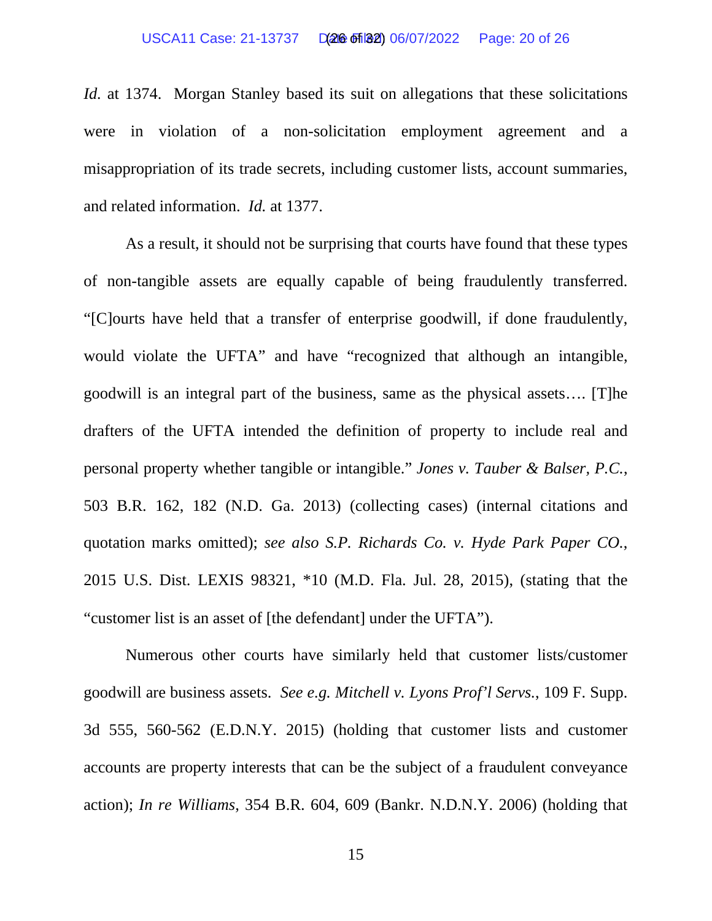*Id.* at 1374. Morgan Stanley based its suit on allegations that these solicitations were in violation of a non-solicitation employment agreement and a misappropriation of its trade secrets, including customer lists, account summaries, and related information. *Id.* at 1377.

As a result, it should not be surprising that courts have found that these types of non-tangible assets are equally capable of being fraudulently transferred. "[C]ourts have held that a transfer of enterprise goodwill, if done fraudulently, would violate the UFTA" and have "recognized that although an intangible, goodwill is an integral part of the business, same as the physical assets…. [T]he drafters of the UFTA intended the definition of property to include real and personal property whether tangible or intangible." *Jones v. Tauber & Balser, P.C.*, 503 B.R. 162, 182 (N.D. Ga. 2013) (collecting cases) (internal citations and quotation marks omitted); *see also S.P. Richards Co. v. Hyde Park Paper CO.*, 2015 U.S. Dist. LEXIS 98321, *10 (M.D. Fla. Jul. 28, 2015), (stating that the "customer list is an asset of [the defendant] under the UFTA").

Numerous other courts have similarly held that customer lists/customer goodwill are business assets. *See e.g. Mitchell v. Lyons Prof'l Servs.*, 109 F. Supp. 3d 555, 560-562 (E.D.N.Y. 2015) (holding that customer lists and customer accounts are property interests that can be the subject of a fraudulent conveyance action); *In re Williams*, 354 B.R. 604, 609 (Bankr. N.D.N.Y. 2006) (holding that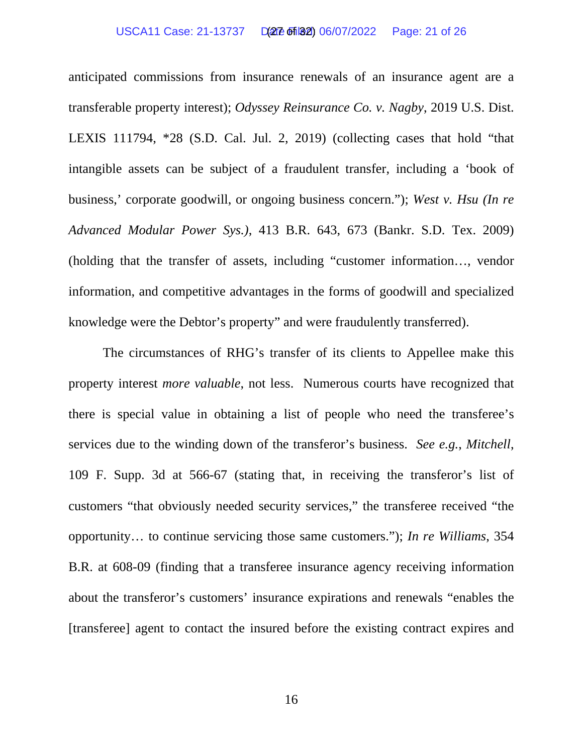anticipated commissions from insurance renewals of an insurance agent are a transferable property interest); *Odyssey Reinsurance Co. v. Nagby*, 2019 U.S. Dist. LEXIS 111794, *28 (S.D. Cal. Jul. 2, 2019) (collecting cases that hold "that intangible assets can be subject of a fraudulent transfer, including a 'book of business,' corporate goodwill, or ongoing business concern."); *West v. Hsu (In re Advanced Modular Power Sys.)*, 413 B.R. 643, 673 (Bankr. S.D. Tex. 2009) (holding that the transfer of assets, including "customer information…, vendor information, and competitive advantages in the forms of goodwill and specialized knowledge were the Debtor's property" and were fraudulently transferred).

The circumstances of RHG's transfer of its clients to Appellee make this property interest *more valuable*, not less. Numerous courts have recognized that there is special value in obtaining a list of people who need the transferee's services due to the winding down of the transferor's business. *See e.g.*, *Mitchell*, 109 F. Supp. 3d at 566-67 (stating that, in receiving the transferor's list of customers "that obviously needed security services," the transferee received "the opportunity… to continue servicing those same customers."); *In re Williams*, 354 B.R. at 608-09 (finding that a transferee insurance agency receiving information about the transferor's customers' insurance expirations and renewals "enables the [transferee] agent to contact the insured before the existing contract expires and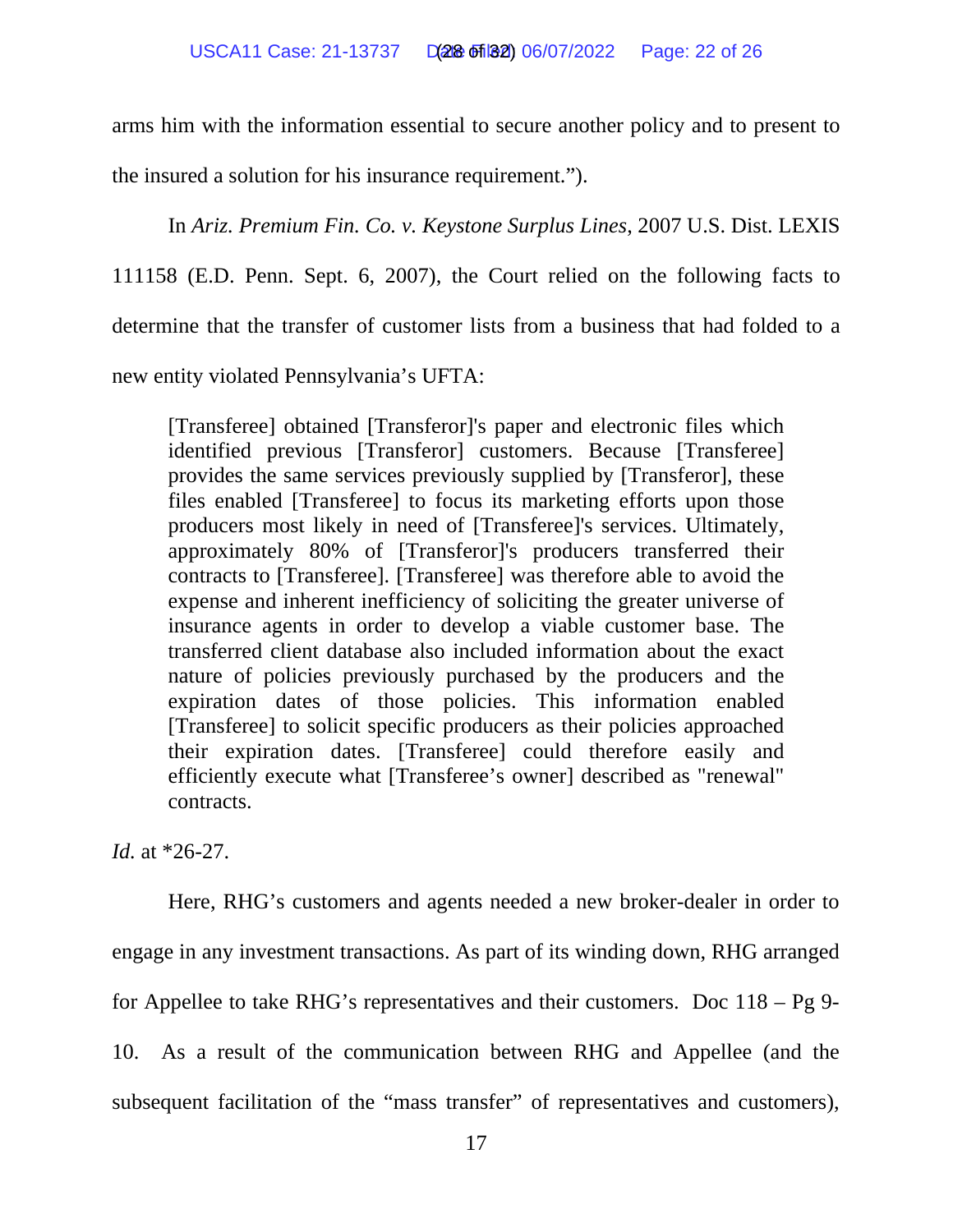arms him with the information essential to secure another policy and to present to the insured a solution for his insurance requirement.").

In *Ariz. Premium Fin. Co. v. Keystone Surplus Lines*, 2007 U.S. Dist. LEXIS 111158 (E.D. Penn. Sept. 6, 2007), the Court relied on the following facts to determine that the transfer of customer lists from a business that had folded to a new entity violated Pennsylvania's UFTA:

> [Transferee] obtained [Transferor]'s paper and electronic files which identified previous [Transferor] customers. Because [Transferee] provides the same services previously supplied by [Transferor], these files enabled [Transferee] to focus its marketing efforts upon those producers most likely in need of [Transferee]'s services. Ultimately, approximately 80% of [Transferor]'s producers transferred their contracts to [Transferee]. [Transferee] was therefore able to avoid the expense and inherent inefficiency of soliciting the greater universe of insurance agents in order to develop a viable customer base. The transferred client database also included information about the exact nature of policies previously purchased by the producers and the expiration dates of those policies. This information enabled [Transferee] to solicit specific producers as their policies approached their expiration dates. [Transferee] could therefore easily and efficiently execute what [Transferee's owner] described as "renewal" contracts.

*Id.* at *26-27.

Here, RHG's customers and agents needed a new broker-dealer in order to engage in any investment transactions. As part of its winding down, RHG arranged for Appellee to take RHG's representatives and their customers. Doc 118 – Pg 9-10. As a result of the communication between RHG and Appellee (and the subsequent facilitation of the "mass transfer" of representatives and customers),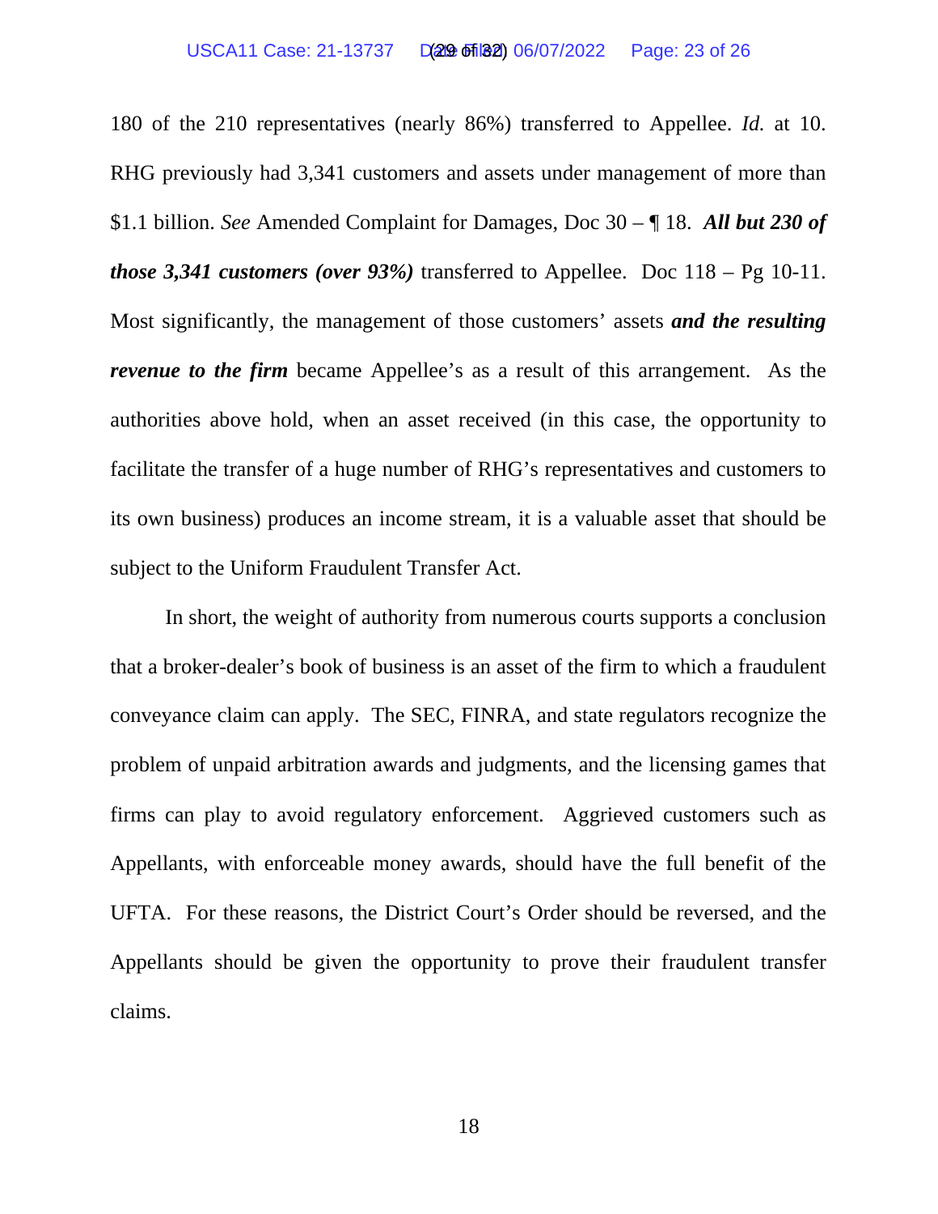180 of the 210 representatives (nearly 86%) transferred to Appellee. *Id.* at 10. RHG previously had 3,341 customers and assets under management of more than $1.1 billion. *See* Amended Complaint for Damages, Doc 30 – ¶ 18. ***All but 230 of those 3,341 customers (over 93%)*** transferred to Appellee. Doc 118 – Pg 10-11. Most significantly, the management of those customers' assets ***and the resulting revenue to the firm*** became Appellee's as a result of this arrangement. As the authorities above hold, when an asset received (in this case, the opportunity to facilitate the transfer of a huge number of RHG's representatives and customers to its own business) produces an income stream, it is a valuable asset that should be subject to the Uniform Fraudulent Transfer Act.

In short, the weight of authority from numerous courts supports a conclusion that a broker-dealer's book of business is an asset of the firm to which a fraudulent conveyance claim can apply. The SEC, FINRA, and state regulators recognize the problem of unpaid arbitration awards and judgments, and the licensing games that firms can play to avoid regulatory enforcement. Aggrieved customers such as Appellants, with enforceable money awards, should have the full benefit of the UFTA. For these reasons, the District Court's Order should be reversed, and the Appellants should be given the opportunity to prove their fraudulent transfer claims.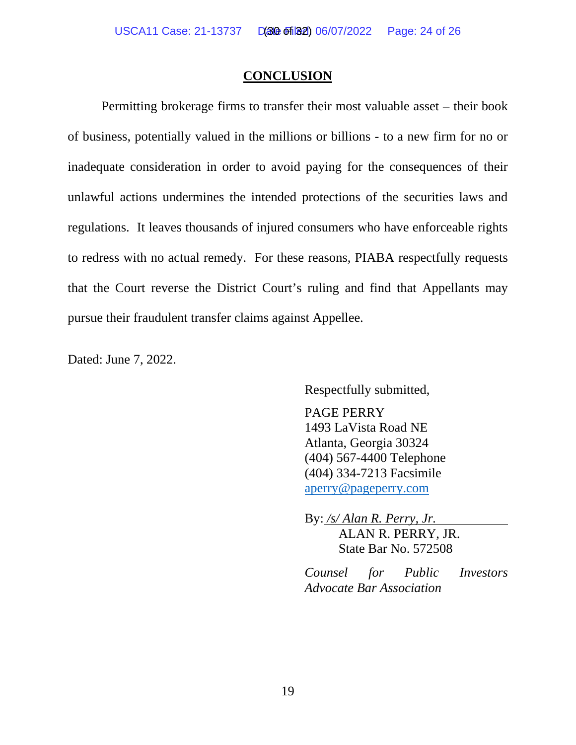## CONCLUSION

Permitting brokerage firms to transfer their most valuable asset – their book of business, potentially valued in the millions or billions - to a new firm for no or inadequate consideration in order to avoid paying for the consequences of their unlawful actions undermines the intended protections of the securities laws and regulations. It leaves thousands of injured consumers who have enforceable rights to redress with no actual remedy. For these reasons, PIABA respectfully requests that the Court reverse the District Court's ruling and find that Appellants may pursue their fraudulent transfer claims against Appellee.

Dated: June 7, 2022.

Respectfully submitted,

PAGE PERRY
1493 LaVista Road NE
Atlanta, Georgia 30324
(404) 567-4400 Telephone
(404) 334-7213 Facsimile
aperry@pageperry.com

By: */s/ Alan R. Perry, Jr.*
ALAN R. PERRY, JR.
State Bar No. 572508

*Counsel for Public Investors Advocate Bar Association*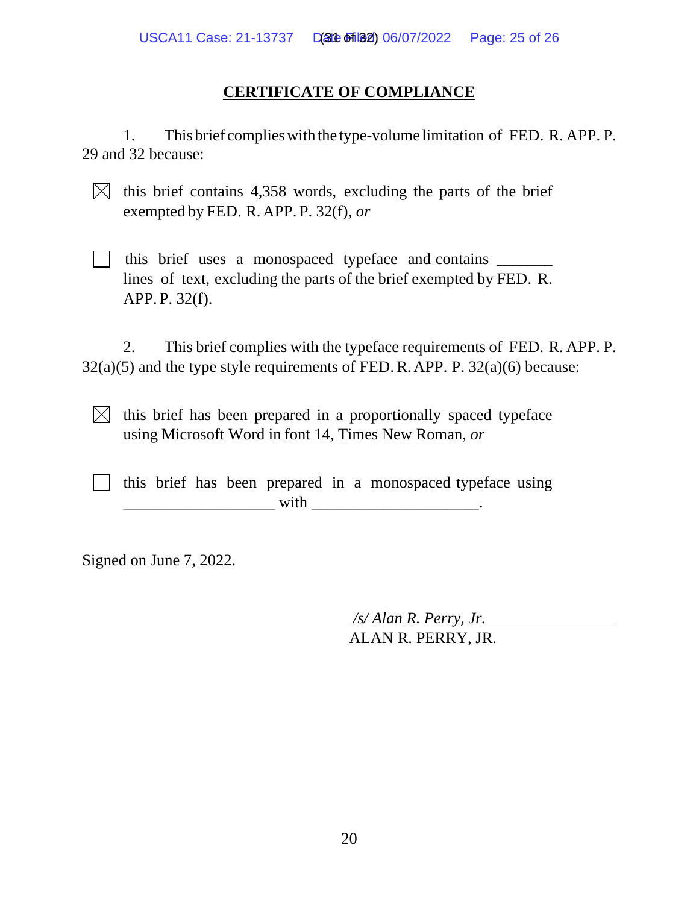## CERTIFICATE OF COMPLIANCE

1. This brief complies with the type-volume limitation of FED. R. APP. P. 29 and 32 because:

☒ this brief contains 4,358 words, excluding the parts of the brief exempted by FED. R. APP. P. 32(f), *or*

☐ this brief uses a monospaced typeface and contains _______ lines of text, excluding the parts of the brief exempted by FED. R. APP. P. 32(f).

2. This brief complies with the typeface requirements of FED. R. APP. P. 32(a)(5) and the type style requirements of FED. R. APP. P. 32(a)(6) because:

☒ this brief has been prepared in a proportionally spaced typeface using Microsoft Word in font 14, Times New Roman, *or*

☐ this brief has been prepared in a monospaced typeface using ___________________ with _____________________.

Signed on June 7, 2022.

*/s/ Alan R. Perry, Jr.*
ALAN R. PERRY, JR.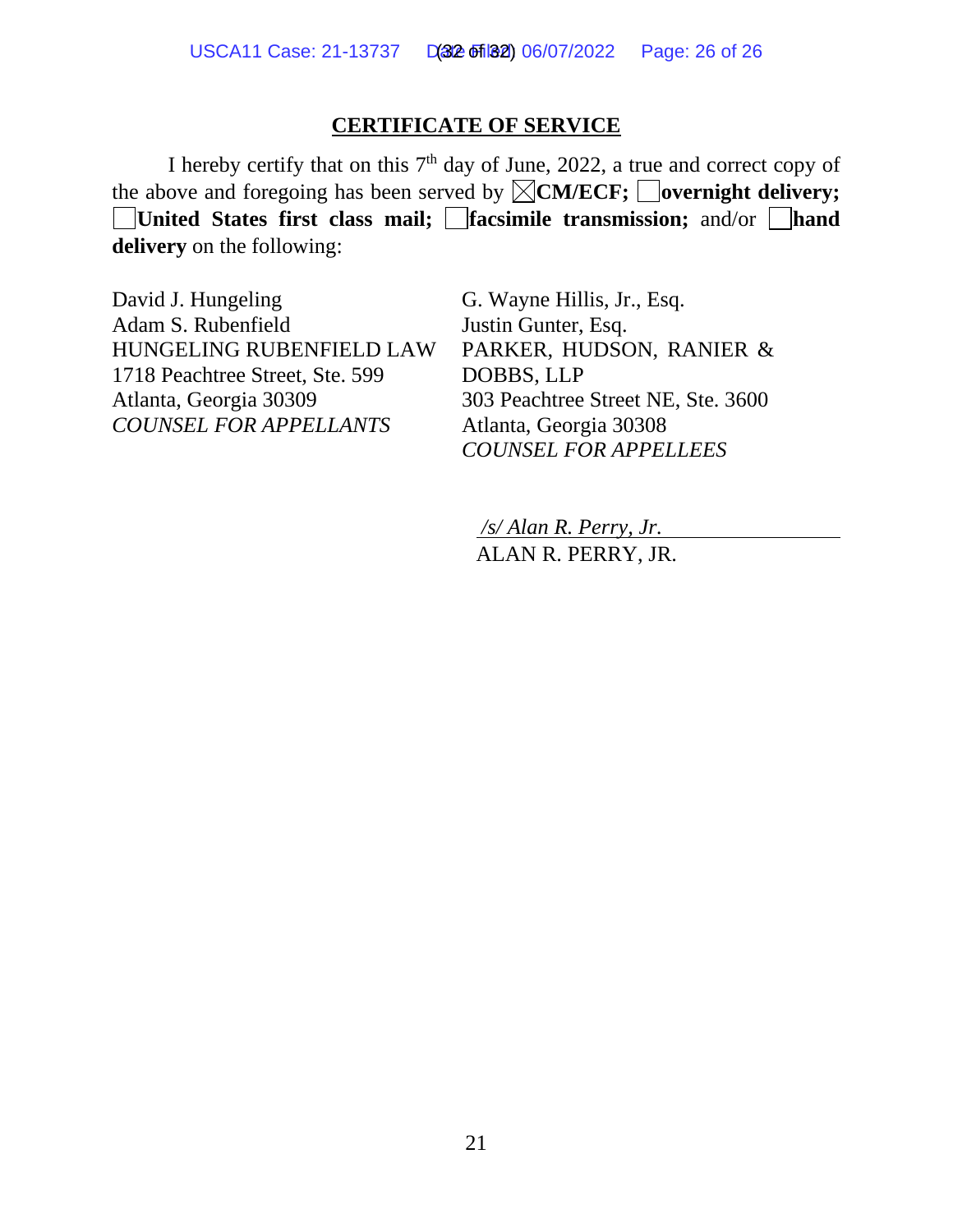## CERTIFICATE OF SERVICE

I hereby certify that on this 7th day of June, 2022, a true and correct copy of the above and foregoing has been served by ☒ **CM/ECF;** ☐ **overnight delivery;** ☐ **United States first class mail;** ☐ **facsimile transmission;** and/or ☐ **hand delivery** on the following:

David J. Hungeling
Adam S. Rubenfield
HUNGELING RUBENFIELD LAW
1718 Peachtree Street, Ste. 599
Atlanta, Georgia 30309
*COUNSEL FOR APPELLANTS*

G. Wayne Hillis, Jr., Esq.
Justin Gunter, Esq.
PARKER, HUDSON, RANIER & DOBBS, LLP
303 Peachtree Street NE, Ste. 3600
Atlanta, Georgia 30308
*COUNSEL FOR APPELLEES*

*/s/ Alan R. Perry, Jr.*
ALAN R. PERRY, JR.